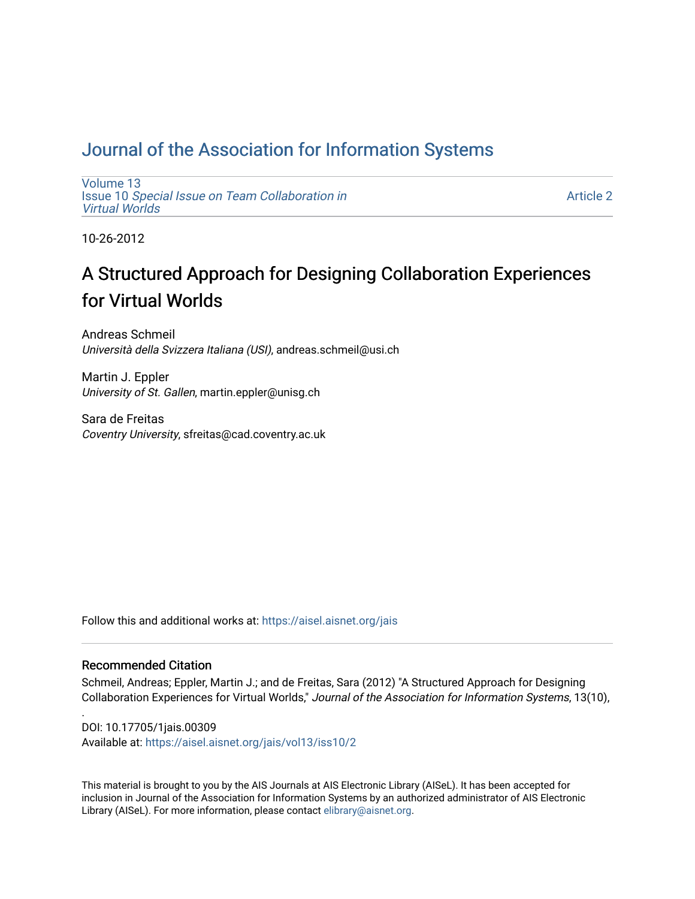# Journal of the Association for Information Systems

Volume 13
Issue 10 *Special Issue on Team Collaboration in Virtual Worlds*

Article 2

10-26-2012

## A Structured Approach for Designing Collaboration Experiences for Virtual Worlds

Andreas Schmeil
*Università della Svizzera Italiana (USI)*, andreas.schmeil@usi.ch

Martin J. Eppler
*University of St. Gallen*, martin.eppler@unisg.ch

Sara de Freitas
*Coventry University*, sfreitas@cad.coventry.ac.uk

Follow this and additional works at: https://aisel.aisnet.org/jais

### Recommended Citation

Schmeil, Andreas; Eppler, Martin J.; and de Freitas, Sara (2012) "A Structured Approach for Designing Collaboration Experiences for Virtual Worlds," *Journal of the Association for Information Systems*, 13(10), .

DOI: 10.17705/1jais.00309

Available at: https://aisel.aisnet.org/jais/vol13/iss10/2

This material is brought to you by the AIS Journals at AIS Electronic Library (AISeL). It has been accepted for inclusion in Journal of the Association for Information Systems by an authorized administrator of AIS Electronic Library (AISeL). For more information, please contact elibrary@aisnet.org.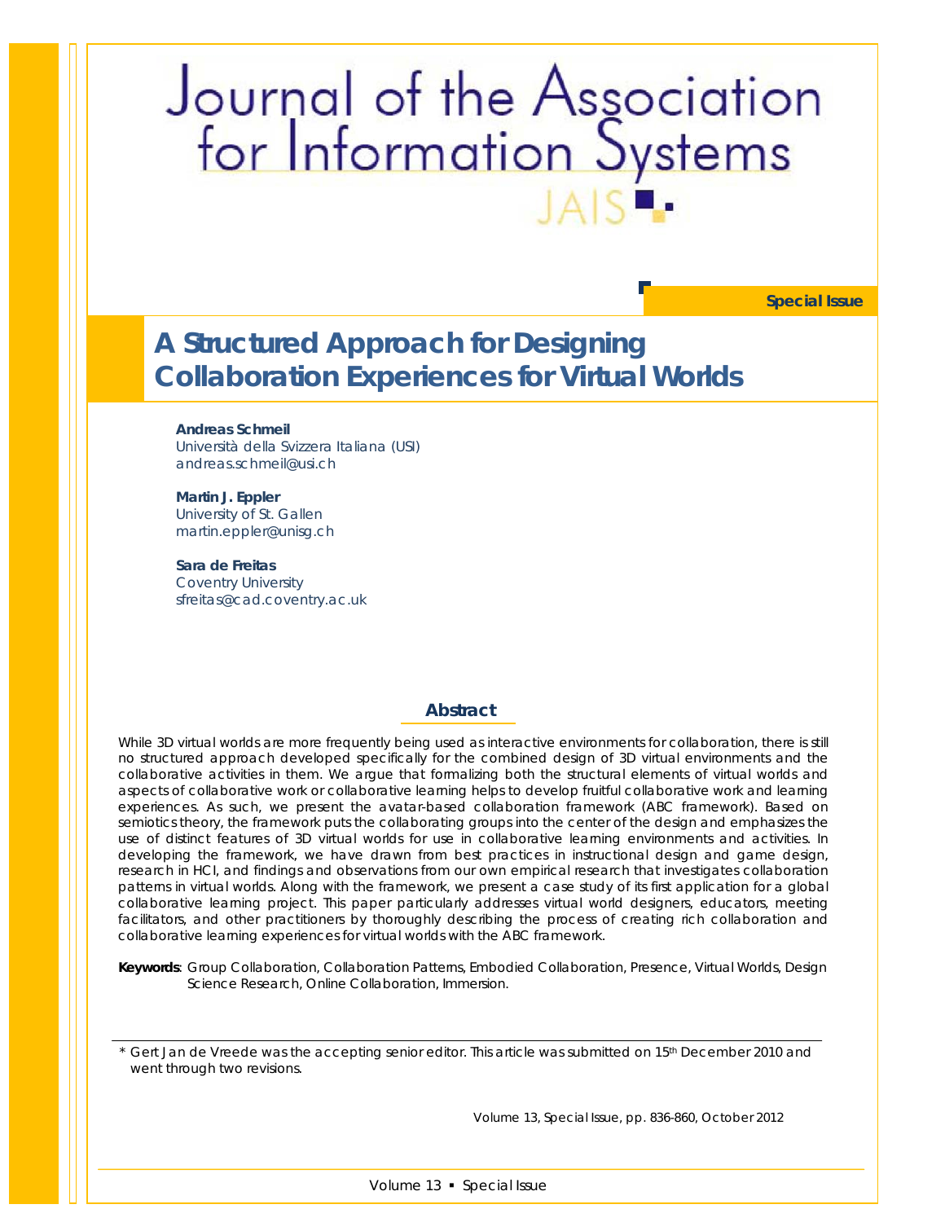# Journal of the Association for Information Systems

JAIS

Special Issue

# A Structured Approach for Designing Collaboration Experiences for Virtual Worlds

**Andreas Schmeil**
Università della Svizzera Italiana (USI)
andreas.schmeil@usi.ch

**Martin J. Eppler**
University of St. Gallen
martin.eppler@unisg.ch

**Sara de Freitas**
Coventry University
sfreitas@cad.coventry.ac.uk

## Abstract

While 3D virtual worlds are more frequently being used as interactive environments for collaboration, there is still no structured approach developed specifically for the combined design of 3D virtual environments and the collaborative activities in them. We argue that formalizing both the structural elements of virtual worlds and aspects of collaborative work or collaborative learning helps to develop fruitful collaborative work and learning experiences. As such, we present the avatar-based collaboration framework (ABC framework). Based on semiotics theory, the framework puts the collaborating groups into the center of the design and emphasizes the use of distinct features of 3D virtual worlds for use in collaborative learning environments and activities. In developing the framework, we have drawn from best practices in instructional design and game design, research in HCI, and findings and observations from our own empirical research that investigates collaboration patterns in virtual worlds. Along with the framework, we present a case study of its first application for a global collaborative learning project. This paper particularly addresses virtual world designers, educators, meeting facilitators, and other practitioners by thoroughly describing the process of creating rich collaboration and collaborative learning experiences for virtual worlds with the ABC framework.

**Keywords**: Group Collaboration, Collaboration Patterns, Embodied Collaboration, Presence, Virtual Worlds, Design Science Research, Online Collaboration, Immersion.

* Gert Jan de Vreede was the accepting senior editor. This article was submitted on 15th December 2010 and went through two revisions.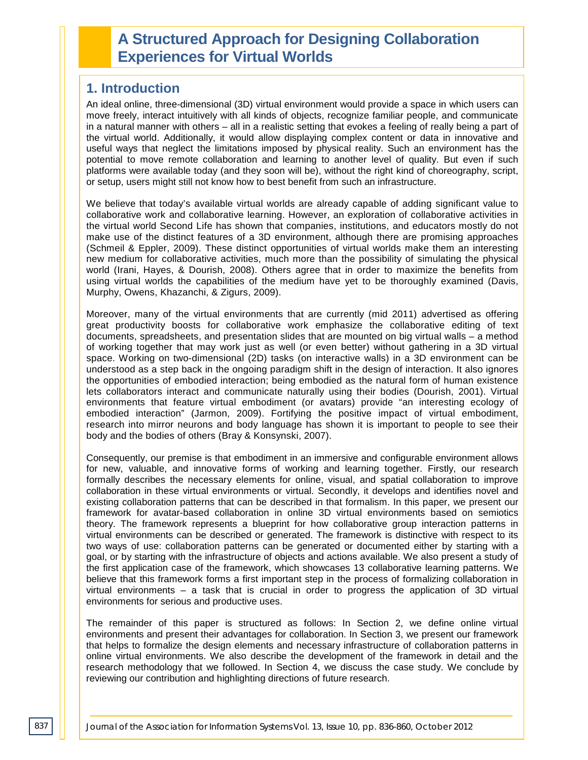# A Structured Approach for Designing Collaboration Experiences for Virtual Worlds

## 1. Introduction

An ideal online, three-dimensional (3D) virtual environment would provide a space in which users can move freely, interact intuitively with all kinds of objects, recognize familiar people, and communicate in a natural manner with others – all in a realistic setting that evokes a feeling of really being a part of the virtual world. Additionally, it would allow displaying complex content or data in innovative and useful ways that neglect the limitations imposed by physical reality. Such an environment has the potential to move remote collaboration and learning to another level of quality. But even if such platforms were available today (and they soon will be), without the right kind of choreography, script, or setup, users might still not know how to best benefit from such an infrastructure.

We believe that today's available virtual worlds are already capable of adding significant value to collaborative work and collaborative learning. However, an exploration of collaborative activities in the virtual world Second Life has shown that companies, institutions, and educators mostly do not make use of the distinct features of a 3D environment, although there are promising approaches (Schmeil & Eppler, 2009). These distinct opportunities of virtual worlds make them an interesting new medium for collaborative activities, much more than the possibility of simulating the physical world (Irani, Hayes, & Dourish, 2008). Others agree that in order to maximize the benefits from using virtual worlds the capabilities of the medium have yet to be thoroughly examined (Davis, Murphy, Owens, Khazanchi, & Zigurs, 2009).

Moreover, many of the virtual environments that are currently (mid 2011) advertised as offering great productivity boosts for collaborative work emphasize the collaborative editing of text documents, spreadsheets, and presentation slides that are mounted on big virtual walls – a method of working together that may work just as well (or even better) without gathering in a 3D virtual space. Working on two-dimensional (2D) tasks (on interactive walls) in a 3D environment can be understood as a step back in the ongoing paradigm shift in the design of interaction. It also ignores the opportunities of embodied interaction; being embodied as the natural form of human existence lets collaborators interact and communicate naturally using their bodies (Dourish, 2001). Virtual environments that feature virtual embodiment (or avatars) provide "an interesting ecology of embodied interaction" (Jarmon, 2009). Fortifying the positive impact of virtual embodiment, research into mirror neurons and body language has shown it is important to people to see their body and the bodies of others (Bray & Konsynski, 2007).

Consequently, our premise is that embodiment in an immersive and configurable environment allows for new, valuable, and innovative forms of working and learning together. Firstly, our research formally describes the necessary elements for online, visual, and spatial collaboration to improve collaboration in these virtual environments or virtual. Secondly, it develops and identifies novel and existing collaboration patterns that can be described in that formalism. In this paper, we present our framework for avatar-based collaboration in online 3D virtual environments based on semiotics theory. The framework represents a blueprint for how collaborative group interaction patterns in virtual environments can be described or generated. The framework is distinctive with respect to its two ways of use: collaboration patterns can be generated or documented either by starting with a goal, or by starting with the infrastructure of objects and actions available. We also present a study of the first application case of the framework, which showcases 13 collaborative learning patterns. We believe that this framework forms a first important step in the process of formalizing collaboration in virtual environments – a task that is crucial in order to progress the application of 3D virtual environments for serious and productive uses.

The remainder of this paper is structured as follows: In Section 2, we define online virtual environments and present their advantages for collaboration. In Section 3, we present our framework that helps to formalize the design elements and necessary infrastructure of collaboration patterns in online virtual environments. We also describe the development of the framework in detail and the research methodology that we followed. In Section 4, we discuss the case study. We conclude by reviewing our contribution and highlighting directions of future research.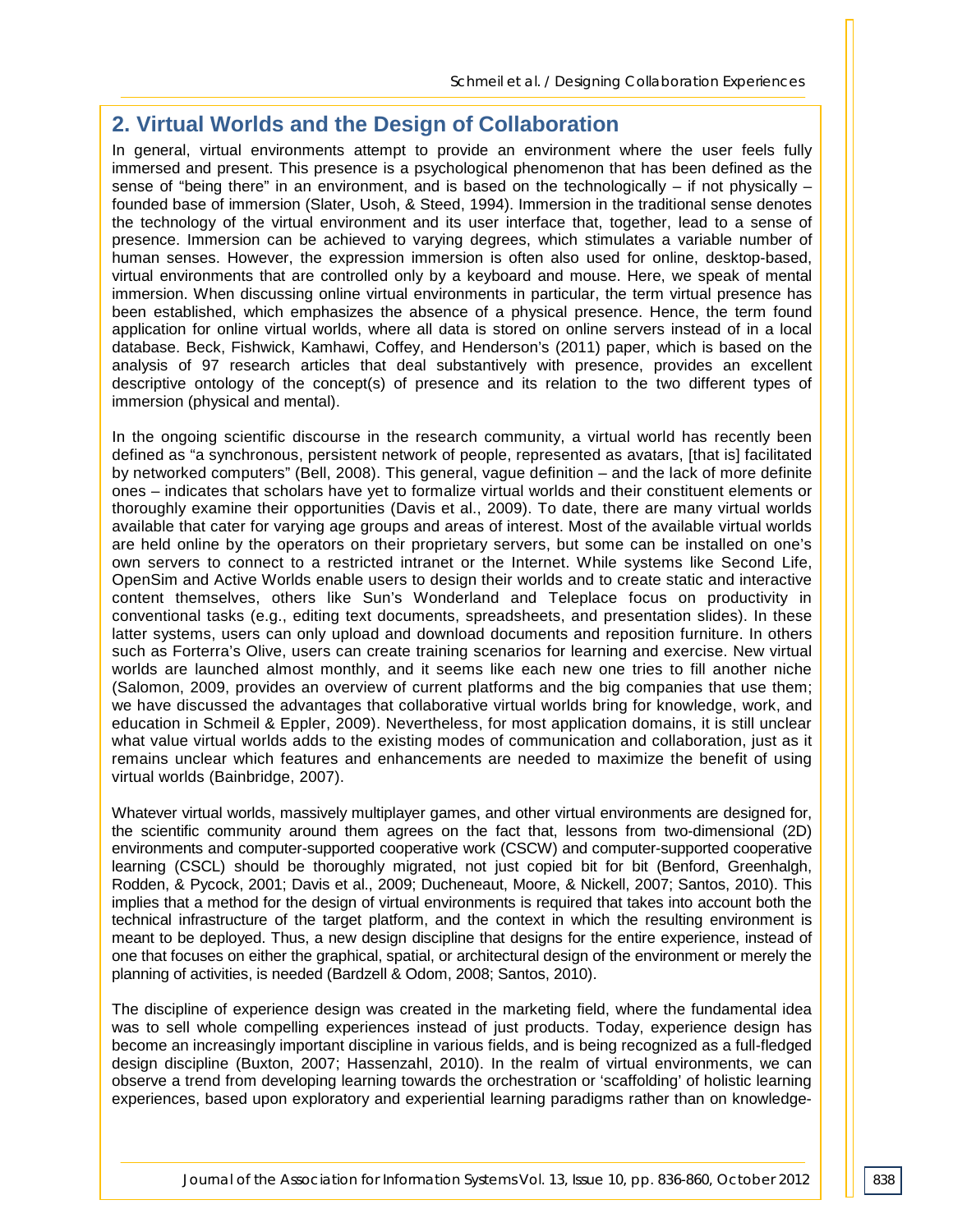## 2. Virtual Worlds and the Design of Collaboration

In general, virtual environments attempt to provide an environment where the user feels fully immersed and present. This presence is a psychological phenomenon that has been defined as the sense of "being there" in an environment, and is based on the technologically – if not physically – founded base of immersion (Slater, Usoh, & Steed, 1994). Immersion in the traditional sense denotes the technology of the virtual environment and its user interface that, together, lead to a sense of presence. Immersion can be achieved to varying degrees, which stimulates a variable number of human senses. However, the expression immersion is often also used for online, desktop-based, virtual environments that are controlled only by a keyboard and mouse. Here, we speak of mental immersion. When discussing online virtual environments in particular, the term virtual presence has been established, which emphasizes the absence of a physical presence. Hence, the term found application for online virtual worlds, where all data is stored on online servers instead of in a local database. Beck, Fishwick, Kamhawi, Coffey, and Henderson's (2011) paper, which is based on the analysis of 97 research articles that deal substantively with presence, provides an excellent descriptive ontology of the concept(s) of presence and its relation to the two different types of immersion (physical and mental).

In the ongoing scientific discourse in the research community, a virtual world has recently been defined as "a synchronous, persistent network of people, represented as avatars, [that is] facilitated by networked computers" (Bell, 2008). This general, vague definition – and the lack of more definite ones – indicates that scholars have yet to formalize virtual worlds and their constituent elements or thoroughly examine their opportunities (Davis et al., 2009). To date, there are many virtual worlds available that cater for varying age groups and areas of interest. Most of the available virtual worlds are held online by the operators on their proprietary servers, but some can be installed on one's own servers to connect to a restricted intranet or the Internet. While systems like Second Life, OpenSim and Active Worlds enable users to design their worlds and to create static and interactive content themselves, others like Sun's Wonderland and Teleplace focus on productivity in conventional tasks (e.g., editing text documents, spreadsheets, and presentation slides). In these latter systems, users can only upload and download documents and reposition furniture. In others such as Forterra's Olive, users can create training scenarios for learning and exercise. New virtual worlds are launched almost monthly, and it seems like each new one tries to fill another niche (Salomon, 2009, provides an overview of current platforms and the big companies that use them; we have discussed the advantages that collaborative virtual worlds bring for knowledge, work, and education in Schmeil & Eppler, 2009). Nevertheless, for most application domains, it is still unclear what value virtual worlds adds to the existing modes of communication and collaboration, just as it remains unclear which features and enhancements are needed to maximize the benefit of using virtual worlds (Bainbridge, 2007).

Whatever virtual worlds, massively multiplayer games, and other virtual environments are designed for, the scientific community around them agrees on the fact that, lessons from two-dimensional (2D) environments and computer-supported cooperative work (CSCW) and computer-supported cooperative learning (CSCL) should be thoroughly migrated, not just copied bit for bit (Benford, Greenhalgh, Rodden, & Pycock, 2001; Davis et al., 2009; Ducheneaut, Moore, & Nickell, 2007; Santos, 2010). This implies that a method for the design of virtual environments is required that takes into account both the technical infrastructure of the target platform, and the context in which the resulting environment is meant to be deployed. Thus, a new design discipline that designs for the entire experience, instead of one that focuses on either the graphical, spatial, or architectural design of the environment or merely the planning of activities, is needed (Bardzell & Odom, 2008; Santos, 2010).

The discipline of experience design was created in the marketing field, where the fundamental idea was to sell whole compelling experiences instead of just products. Today, experience design has become an increasingly important discipline in various fields, and is being recognized as a full-fledged design discipline (Buxton, 2007; Hassenzahl, 2010). In the realm of virtual environments, we can observe a trend from developing learning towards the orchestration or 'scaffolding' of holistic learning experiences, based upon exploratory and experiential learning paradigms rather than on knowledge-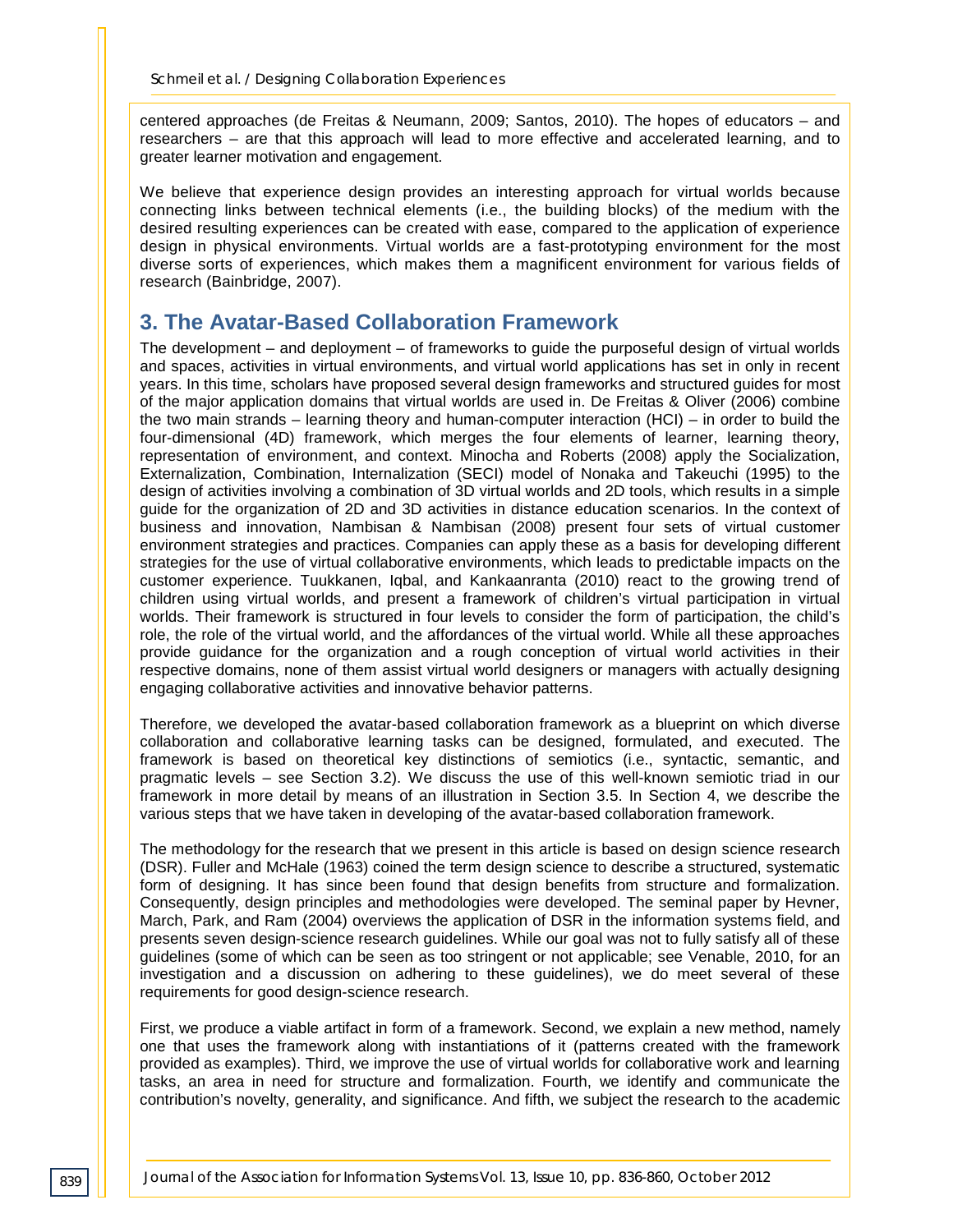centered approaches (de Freitas & Neumann, 2009; Santos, 2010). The hopes of educators – and researchers – are that this approach will lead to more effective and accelerated learning, and to greater learner motivation and engagement.

We believe that experience design provides an interesting approach for virtual worlds because connecting links between technical elements (i.e., the building blocks) of the medium with the desired resulting experiences can be created with ease, compared to the application of experience design in physical environments. Virtual worlds are a fast-prototyping environment for the most diverse sorts of experiences, which makes them a magnificent environment for various fields of research (Bainbridge, 2007).

## 3. The Avatar-Based Collaboration Framework

The development – and deployment – of frameworks to guide the purposeful design of virtual worlds and spaces, activities in virtual environments, and virtual world applications has set in only in recent years. In this time, scholars have proposed several design frameworks and structured guides for most of the major application domains that virtual worlds are used in. De Freitas & Oliver (2006) combine the two main strands – learning theory and human-computer interaction (HCI) – in order to build the four-dimensional (4D) framework, which merges the four elements of learner, learning theory, representation of environment, and context. Minocha and Roberts (2008) apply the Socialization, Externalization, Combination, Internalization (SECI) model of Nonaka and Takeuchi (1995) to the design of activities involving a combination of 3D virtual worlds and 2D tools, which results in a simple guide for the organization of 2D and 3D activities in distance education scenarios. In the context of business and innovation, Nambisan & Nambisan (2008) present four sets of virtual customer environment strategies and practices. Companies can apply these as a basis for developing different strategies for the use of virtual collaborative environments, which leads to predictable impacts on the customer experience. Tuukkanen, Iqbal, and Kankaanranta (2010) react to the growing trend of children using virtual worlds, and present a framework of children's virtual participation in virtual worlds. Their framework is structured in four levels to consider the form of participation, the child's role, the role of the virtual world, and the affordances of the virtual world. While all these approaches provide guidance for the organization and a rough conception of virtual world activities in their respective domains, none of them assist virtual world designers or managers with actually designing engaging collaborative activities and innovative behavior patterns.

Therefore, we developed the avatar-based collaboration framework as a blueprint on which diverse collaboration and collaborative learning tasks can be designed, formulated, and executed. The framework is based on theoretical key distinctions of semiotics (i.e., syntactic, semantic, and pragmatic levels – see Section 3.2). We discuss the use of this well-known semiotic triad in our framework in more detail by means of an illustration in Section 3.5. In Section 4, we describe the various steps that we have taken in developing of the avatar-based collaboration framework.

The methodology for the research that we present in this article is based on design science research (DSR). Fuller and McHale (1963) coined the term design science to describe a structured, systematic form of designing. It has since been found that design benefits from structure and formalization. Consequently, design principles and methodologies were developed. The seminal paper by Hevner, March, Park, and Ram (2004) overviews the application of DSR in the information systems field, and presents seven design-science research guidelines. While our goal was not to fully satisfy all of these guidelines (some of which can be seen as too stringent or not applicable; see Venable, 2010, for an investigation and a discussion on adhering to these guidelines), we do meet several of these requirements for good design-science research.

First, we produce a viable artifact in form of a framework. Second, we explain a new method, namely one that uses the framework along with instantiations of it (patterns created with the framework provided as examples). Third, we improve the use of virtual worlds for collaborative work and learning tasks, an area in need for structure and formalization. Fourth, we identify and communicate the contribution's novelty, generality, and significance. And fifth, we subject the research to the academic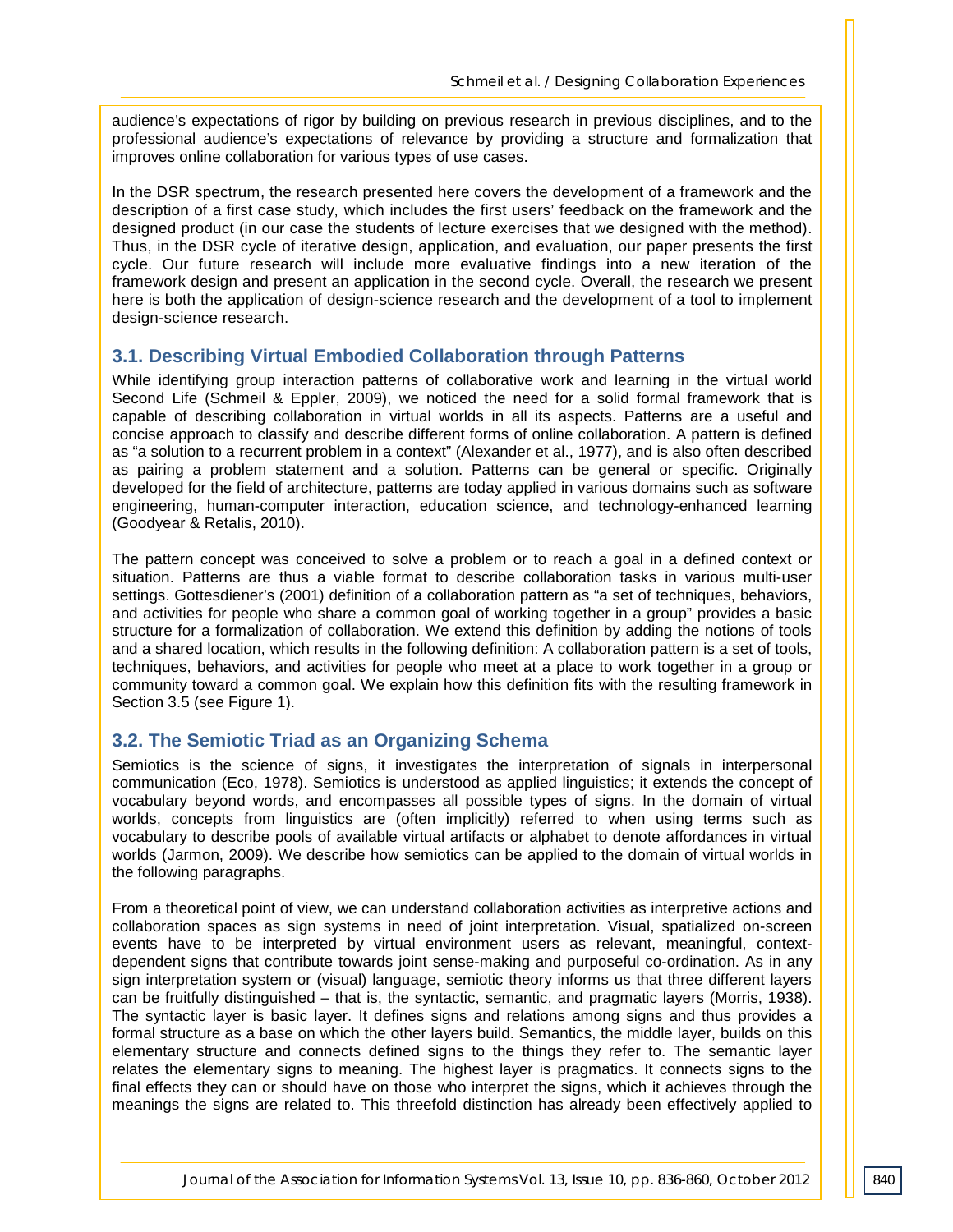audience's expectations of rigor by building on previous research in previous disciplines, and to the professional audience's expectations of relevance by providing a structure and formalization that improves online collaboration for various types of use cases.

In the DSR spectrum, the research presented here covers the development of a framework and the description of a first case study, which includes the first users' feedback on the framework and the designed product (in our case the students of lecture exercises that we designed with the method). Thus, in the DSR cycle of iterative design, application, and evaluation, our paper presents the first cycle. Our future research will include more evaluative findings into a new iteration of the framework design and present an application in the second cycle. Overall, the research we present here is both the application of design-science research and the development of a tool to implement design-science research.

## 3.1. Describing Virtual Embodied Collaboration through Patterns

While identifying group interaction patterns of collaborative work and learning in the virtual world Second Life (Schmeil & Eppler, 2009), we noticed the need for a solid formal framework that is capable of describing collaboration in virtual worlds in all its aspects. Patterns are a useful and concise approach to classify and describe different forms of online collaboration. A pattern is defined as "a solution to a recurrent problem in a context" (Alexander et al., 1977), and is also often described as pairing a problem statement and a solution. Patterns can be general or specific. Originally developed for the field of architecture, patterns are today applied in various domains such as software engineering, human-computer interaction, education science, and technology-enhanced learning (Goodyear & Retalis, 2010).

The pattern concept was conceived to solve a problem or to reach a goal in a defined context or situation. Patterns are thus a viable format to describe collaboration tasks in various multi-user settings. Gottesdiener's (2001) definition of a collaboration pattern as "a set of techniques, behaviors, and activities for people who share a common goal of working together in a group" provides a basic structure for a formalization of collaboration. We extend this definition by adding the notions of tools and a shared location, which results in the following definition: A collaboration pattern is a set of tools, techniques, behaviors, and activities for people who meet at a place to work together in a group or community toward a common goal. We explain how this definition fits with the resulting framework in Section 3.5 (see Figure 1).

## 3.2. The Semiotic Triad as an Organizing Schema

Semiotics is the science of signs, it investigates the interpretation of signals in interpersonal communication (Eco, 1978). Semiotics is understood as applied linguistics; it extends the concept of vocabulary beyond words, and encompasses all possible types of signs. In the domain of virtual worlds, concepts from linguistics are (often implicitly) referred to when using terms such as vocabulary to describe pools of available virtual artifacts or alphabet to denote affordances in virtual worlds (Jarmon, 2009). We describe how semiotics can be applied to the domain of virtual worlds in the following paragraphs.

From a theoretical point of view, we can understand collaboration activities as interpretive actions and collaboration spaces as sign systems in need of joint interpretation. Visual, spatialized on-screen events have to be interpreted by virtual environment users as relevant, meaningful, context-dependent signs that contribute towards joint sense-making and purposeful co-ordination. As in any sign interpretation system or (visual) language, semiotic theory informs us that three different layers can be fruitfully distinguished – that is, the syntactic, semantic, and pragmatic layers (Morris, 1938). The syntactic layer is basic layer. It defines signs and relations among signs and thus provides a formal structure as a base on which the other layers build. Semantics, the middle layer, builds on this elementary structure and connects defined signs to the things they refer to. The semantic layer relates the elementary signs to meaning. The highest layer is pragmatics. It connects signs to the final effects they can or should have on those who interpret the signs, which it achieves through the meanings the signs are related to. This threefold distinction has already been effectively applied to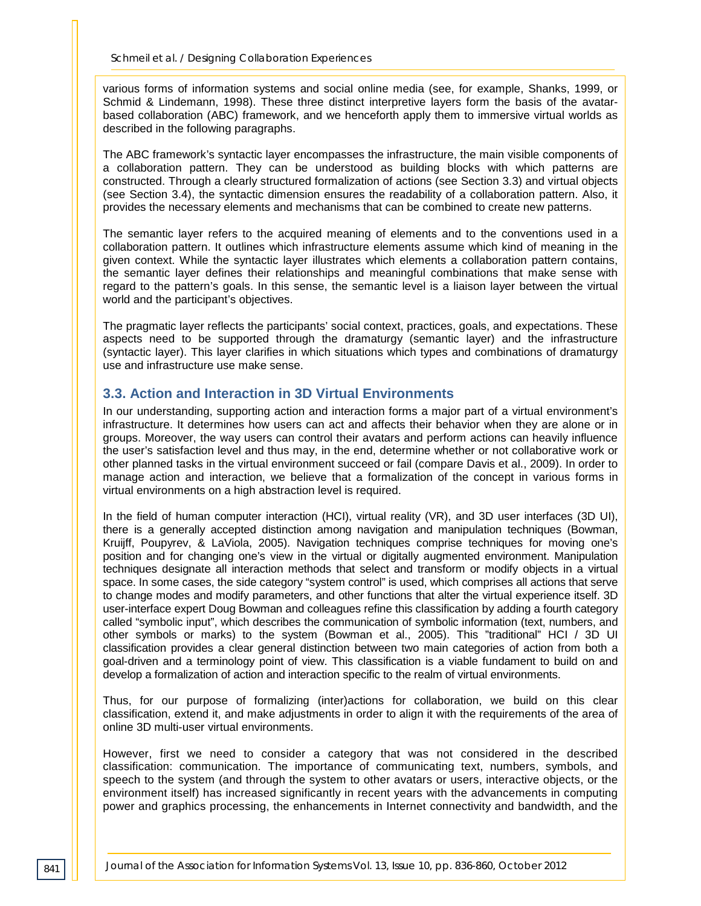various forms of information systems and social online media (see, for example, Shanks, 1999, or Schmid & Lindemann, 1998). These three distinct interpretive layers form the basis of the avatar-based collaboration (ABC) framework, and we henceforth apply them to immersive virtual worlds as described in the following paragraphs.

The ABC framework's syntactic layer encompasses the infrastructure, the main visible components of a collaboration pattern. They can be understood as building blocks with which patterns are constructed. Through a clearly structured formalization of actions (see Section 3.3) and virtual objects (see Section 3.4), the syntactic dimension ensures the readability of a collaboration pattern. Also, it provides the necessary elements and mechanisms that can be combined to create new patterns.

The semantic layer refers to the acquired meaning of elements and to the conventions used in a collaboration pattern. It outlines which infrastructure elements assume which kind of meaning in the given context. While the syntactic layer illustrates which elements a collaboration pattern contains, the semantic layer defines their relationships and meaningful combinations that make sense with regard to the pattern's goals. In this sense, the semantic level is a liaison layer between the virtual world and the participant's objectives.

The pragmatic layer reflects the participants' social context, practices, goals, and expectations. These aspects need to be supported through the dramaturgy (semantic layer) and the infrastructure (syntactic layer). This layer clarifies in which situations which types and combinations of dramaturgy use and infrastructure use make sense.

## 3.3. Action and Interaction in 3D Virtual Environments

In our understanding, supporting action and interaction forms a major part of a virtual environment's infrastructure. It determines how users can act and affects their behavior when they are alone or in groups. Moreover, the way users can control their avatars and perform actions can heavily influence the user's satisfaction level and thus may, in the end, determine whether or not collaborative work or other planned tasks in the virtual environment succeed or fail (compare Davis et al., 2009). In order to manage action and interaction, we believe that a formalization of the concept in various forms in virtual environments on a high abstraction level is required.

In the field of human computer interaction (HCI), virtual reality (VR), and 3D user interfaces (3D UI), there is a generally accepted distinction among navigation and manipulation techniques (Bowman, Kruijff, Poupyrev, & LaViola, 2005). Navigation techniques comprise techniques for moving one's position and for changing one's view in the virtual or digitally augmented environment. Manipulation techniques designate all interaction methods that select and transform or modify objects in a virtual space. In some cases, the side category "system control" is used, which comprises all actions that serve to change modes and modify parameters, and other functions that alter the virtual experience itself. 3D user-interface expert Doug Bowman and colleagues refine this classification by adding a fourth category called "symbolic input", which describes the communication of symbolic information (text, numbers, and other symbols or marks) to the system (Bowman et al., 2005). This "traditional" HCI / 3D UI classification provides a clear general distinction between two main categories of action from both a goal-driven and a terminology point of view. This classification is a viable fundament to build on and develop a formalization of action and interaction specific to the realm of virtual environments.

Thus, for our purpose of formalizing (inter)actions for collaboration, we build on this clear classification, extend it, and make adjustments in order to align it with the requirements of the area of online 3D multi-user virtual environments.

However, first we need to consider a category that was not considered in the described classification: communication. The importance of communicating text, numbers, symbols, and speech to the system (and through the system to other avatars or users, interactive objects, or the environment itself) has increased significantly in recent years with the advancements in computing power and graphics processing, the enhancements in Internet connectivity and bandwidth, and the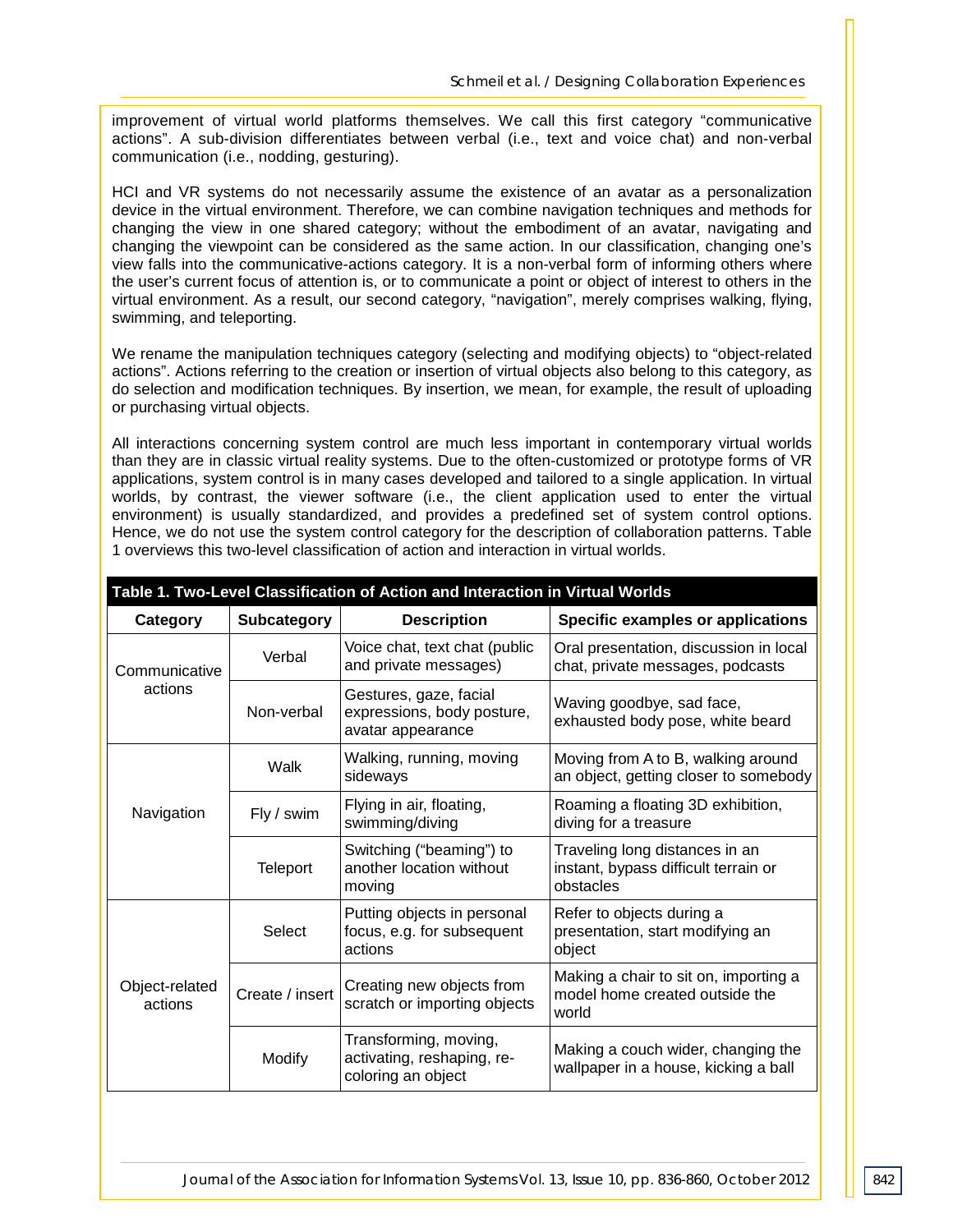improvement of virtual world platforms themselves. We call this first category "communicative actions". A sub-division differentiates between verbal (i.e., text and voice chat) and non-verbal communication (i.e., nodding, gesturing).

HCI and VR systems do not necessarily assume the existence of an avatar as a personalization device in the virtual environment. Therefore, we can combine navigation techniques and methods for changing the view in one shared category; without the embodiment of an avatar, navigating and changing the viewpoint can be considered as the same action. In our classification, changing one's view falls into the communicative-actions category. It is a non-verbal form of informing others where the user's current focus of attention is, or to communicate a point or object of interest to others in the virtual environment. As a result, our second category, "navigation", merely comprises walking, flying, swimming, and teleporting.

We rename the manipulation techniques category (selecting and modifying objects) to "object-related actions". Actions referring to the creation or insertion of virtual objects also belong to this category, as do selection and modification techniques. By insertion, we mean, for example, the result of uploading or purchasing virtual objects.

All interactions concerning system control are much less important in contemporary virtual worlds than they are in classic virtual reality systems. Due to the often-customized or prototype forms of VR applications, system control is in many cases developed and tailored to a single application. In virtual worlds, by contrast, the viewer software (i.e., the client application used to enter the virtual environment) is usually standardized, and provides a predefined set of system control options. Hence, we do not use the system control category for the description of collaboration patterns. Table 1 overviews this two-level classification of action and interaction in virtual worlds.

**Table 1. Two-Level Classification of Action and Interaction in Virtual Worlds**

| Category | Subcategory | Description | Specific examples or applications |
|---|---|---|---|
| Communicative actions | Verbal | Voice chat, text chat (public and private messages) | Oral presentation, discussion in local chat, private messages, podcasts |
| | Non-verbal | Gestures, gaze, facial expressions, body posture, avatar appearance | Waving goodbye, sad face, exhausted body pose, white beard |
| Navigation | Walk | Walking, running, moving sideways | Moving from A to B, walking around an object, getting closer to somebody |
| | Fly / swim | Flying in air, floating, swimming/diving | Roaming a floating 3D exhibition, diving for a treasure |
| | Teleport | Switching ("beaming") to another location without moving | Traveling long distances in an instant, bypass difficult terrain or obstacles |
| Object-related actions | Select | Putting objects in personal focus, e.g. for subsequent actions | Refer to objects during a presentation, start modifying an object |
| | Create / insert | Creating new objects from scratch or importing objects | Making a chair to sit on, importing a model home created outside the world |
| | Modify | Transforming, moving, activating, reshaping, re-coloring an object | Making a couch wider, changing the wallpaper in a house, kicking a ball |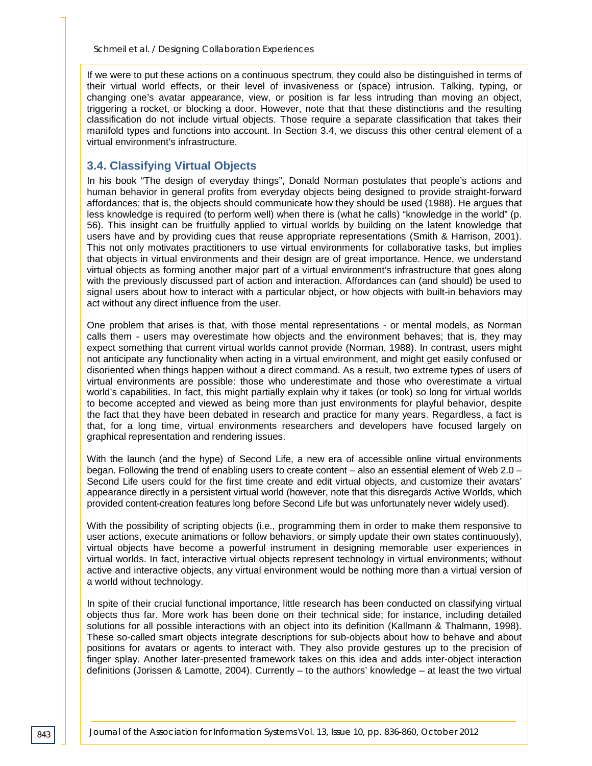If we were to put these actions on a continuous spectrum, they could also be distinguished in terms of their virtual world effects, or their level of invasiveness or (space) intrusion. Talking, typing, or changing one's avatar appearance, view, or position is far less intruding than moving an object, triggering a rocket, or blocking a door. However, note that that these distinctions and the resulting classification do not include virtual objects. Those require a separate classification that takes their manifold types and functions into account. In Section 3.4, we discuss this other central element of a virtual environment's infrastructure.

### 3.4. Classifying Virtual Objects

In his book "The design of everyday things", Donald Norman postulates that people's actions and human behavior in general profits from everyday objects being designed to provide straight-forward affordances; that is, the objects should communicate how they should be used (1988). He argues that less knowledge is required (to perform well) when there is (what he calls) "knowledge in the world" (p. 56). This insight can be fruitfully applied to virtual worlds by building on the latent knowledge that users have and by providing cues that reuse appropriate representations (Smith & Harrison, 2001). This not only motivates practitioners to use virtual environments for collaborative tasks, but implies that objects in virtual environments and their design are of great importance. Hence, we understand virtual objects as forming another major part of a virtual environment's infrastructure that goes along with the previously discussed part of action and interaction. Affordances can (and should) be used to signal users about how to interact with a particular object, or how objects with built-in behaviors may act without any direct influence from the user.

One problem that arises is that, with those mental representations - or mental models, as Norman calls them - users may overestimate how objects and the environment behaves; that is, they may expect something that current virtual worlds cannot provide (Norman, 1988). In contrast, users might not anticipate any functionality when acting in a virtual environment, and might get easily confused or disoriented when things happen without a direct command. As a result, two extreme types of users of virtual environments are possible: those who underestimate and those who overestimate a virtual world's capabilities. In fact, this might partially explain why it takes (or took) so long for virtual worlds to become accepted and viewed as being more than just environments for playful behavior, despite the fact that they have been debated in research and practice for many years. Regardless, a fact is that, for a long time, virtual environments researchers and developers have focused largely on graphical representation and rendering issues.

With the launch (and the hype) of Second Life, a new era of accessible online virtual environments began. Following the trend of enabling users to create content – also an essential element of Web 2.0 – Second Life users could for the first time create and edit virtual objects, and customize their avatars' appearance directly in a persistent virtual world (however, note that this disregards Active Worlds, which provided content-creation features long before Second Life but was unfortunately never widely used).

With the possibility of scripting objects (i.e., programming them in order to make them responsive to user actions, execute animations or follow behaviors, or simply update their own states continuously), virtual objects have become a powerful instrument in designing memorable user experiences in virtual worlds. In fact, interactive virtual objects represent technology in virtual environments; without active and interactive objects, any virtual environment would be nothing more than a virtual version of a world without technology.

In spite of their crucial functional importance, little research has been conducted on classifying virtual objects thus far. More work has been done on their technical side; for instance, including detailed solutions for all possible interactions with an object into its definition (Kallmann & Thalmann, 1998). These so-called smart objects integrate descriptions for sub-objects about how to behave and about positions for avatars or agents to interact with. They also provide gestures up to the precision of finger splay. Another later-presented framework takes on this idea and adds inter-object interaction definitions (Jorissen & Lamotte, 2004). Currently – to the authors' knowledge – at least the two virtual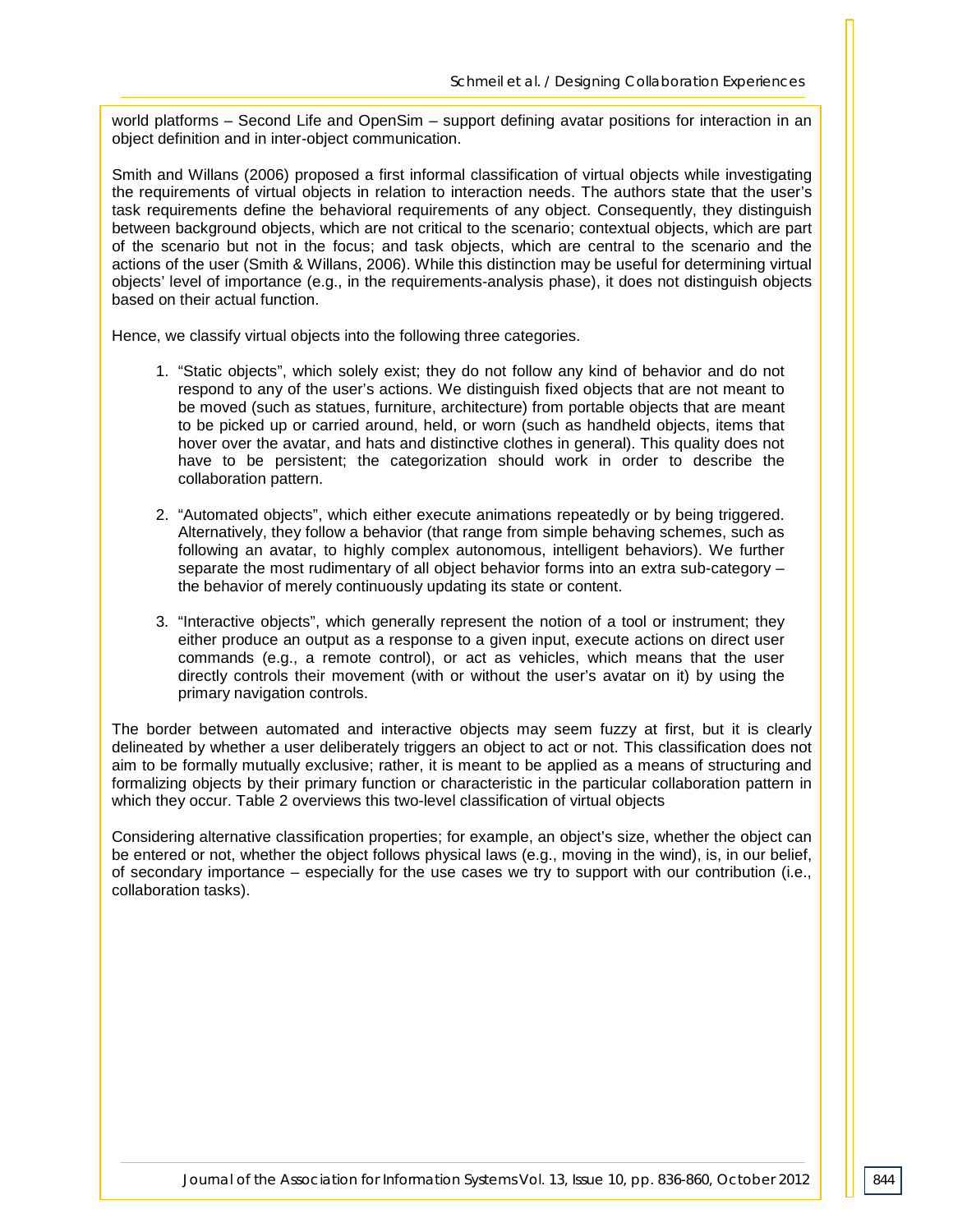world platforms – Second Life and OpenSim – support defining avatar positions for interaction in an object definition and in inter-object communication.

Smith and Willans (2006) proposed a first informal classification of virtual objects while investigating the requirements of virtual objects in relation to interaction needs. The authors state that the user's task requirements define the behavioral requirements of any object. Consequently, they distinguish between background objects, which are not critical to the scenario; contextual objects, which are part of the scenario but not in the focus; and task objects, which are central to the scenario and the actions of the user (Smith & Willans, 2006). While this distinction may be useful for determining virtual objects' level of importance (e.g., in the requirements-analysis phase), it does not distinguish objects based on their actual function.

Hence, we classify virtual objects into the following three categories.

1. "Static objects", which solely exist; they do not follow any kind of behavior and do not respond to any of the user's actions. We distinguish fixed objects that are not meant to be moved (such as statues, furniture, architecture) from portable objects that are meant to be picked up or carried around, held, or worn (such as handheld objects, items that hover over the avatar, and hats and distinctive clothes in general). This quality does not have to be persistent; the categorization should work in order to describe the collaboration pattern.

2. "Automated objects", which either execute animations repeatedly or by being triggered. Alternatively, they follow a behavior (that range from simple behaving schemes, such as following an avatar, to highly complex autonomous, intelligent behaviors). We further separate the most rudimentary of all object behavior forms into an extra sub-category – the behavior of merely continuously updating its state or content.

3. "Interactive objects", which generally represent the notion of a tool or instrument; they either produce an output as a response to a given input, execute actions on direct user commands (e.g., a remote control), or act as vehicles, which means that the user directly controls their movement (with or without the user's avatar on it) by using the primary navigation controls.

The border between automated and interactive objects may seem fuzzy at first, but it is clearly delineated by whether a user deliberately triggers an object to act or not. This classification does not aim to be formally mutually exclusive; rather, it is meant to be applied as a means of structuring and formalizing objects by their primary function or characteristic in the particular collaboration pattern in which they occur. Table 2 overviews this two-level classification of virtual objects

Considering alternative classification properties; for example, an object's size, whether the object can be entered or not, whether the object follows physical laws (e.g., moving in the wind), is, in our belief, of secondary importance – especially for the use cases we try to support with our contribution (i.e., collaboration tasks).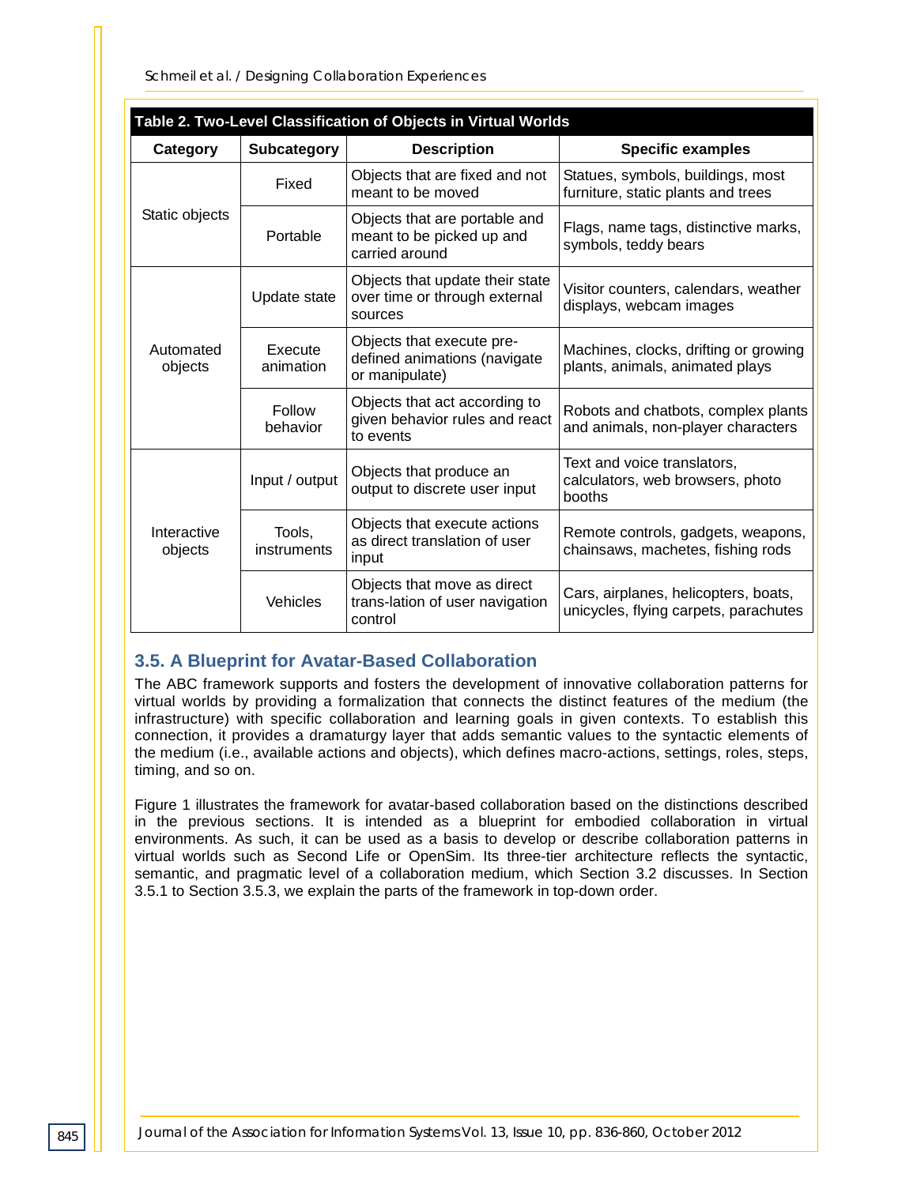**Table 2. Two-Level Classification of Objects in Virtual Worlds**

| Category | Subcategory | Description | Specific examples |
|---|---|---|---|
| Static objects | Fixed | Objects that are fixed and not meant to be moved | Statues, symbols, buildings, most furniture, static plants and trees |
| | Portable | Objects that are portable and meant to be picked up and carried around | Flags, name tags, distinctive marks, symbols, teddy bears |
| Automated objects | Update state | Objects that update their state over time or through external sources | Visitor counters, calendars, weather displays, webcam images |
| | Execute animation | Objects that execute pre-defined animations (navigate or manipulate) | Machines, clocks, drifting or growing plants, animals, animated plays |
| | Follow behavior | Objects that act according to given behavior rules and react to events | Robots and chatbots, complex plants and animals, non-player characters |
| Interactive objects | Input / output | Objects that produce an output to discrete user input | Text and voice translators, calculators, web browsers, photo booths |
| | Tools, instruments | Objects that execute actions as direct translation of user input | Remote controls, gadgets, weapons, chainsaws, machetes, fishing rods |
| | Vehicles | Objects that move as direct trans-lation of user navigation control | Cars, airplanes, helicopters, boats, unicycles, flying carpets, parachutes |

### 3.5. A Blueprint for Avatar-Based Collaboration

The ABC framework supports and fosters the development of innovative collaboration patterns for virtual worlds by providing a formalization that connects the distinct features of the medium (the infrastructure) with specific collaboration and learning goals in given contexts. To establish this connection, it provides a dramaturgy layer that adds semantic values to the syntactic elements of the medium (i.e., available actions and objects), which defines macro-actions, settings, roles, steps, timing, and so on.

Figure 1 illustrates the framework for avatar-based collaboration based on the distinctions described in the previous sections. It is intended as a blueprint for embodied collaboration in virtual environments. As such, it can be used as a basis to develop or describe collaboration patterns in virtual worlds such as Second Life or OpenSim. Its three-tier architecture reflects the syntactic, semantic, and pragmatic level of a collaboration medium, which Section 3.2 discusses. In Section 3.5.1 to Section 3.5.3, we explain the parts of the framework in top-down order.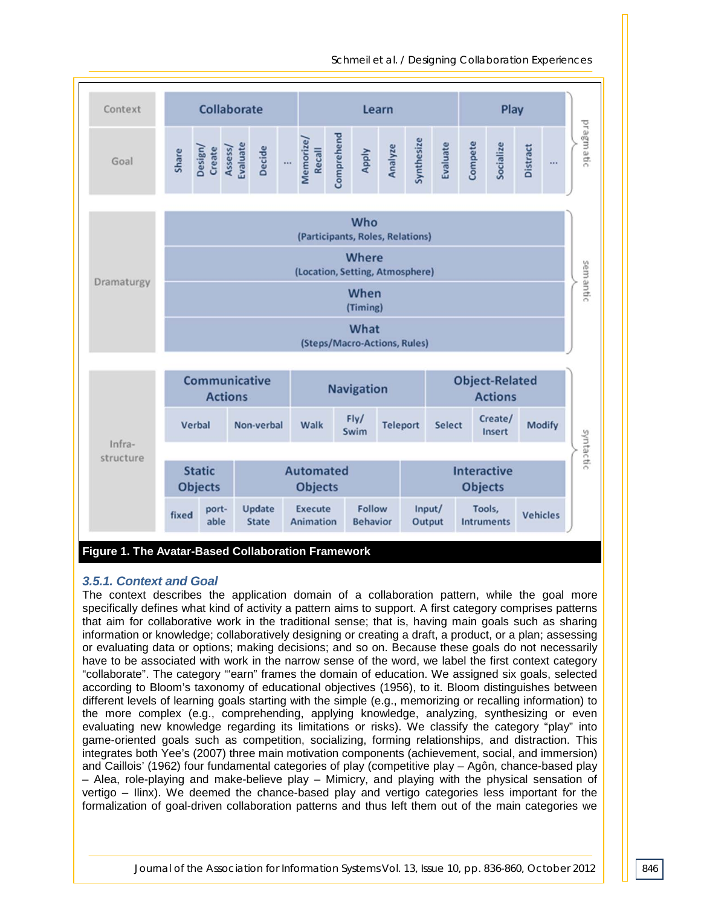| Context | Collaborate | | | | | Learn | | | | | | Play | | | | |
|---|---|---|---|---|---|---|---|---|---|---|---|---|---|---|---|---|
| Goal | Share | Design/ Create | Assess/ Evaluate | Decide | ... | Memorize/ Recall | Comprehend | Apply | Analyze | Synthesize | Evaluate | Compete | Socialize | Distract | ... | pragmatic |

| Dramaturgy | | |
|---|---|---|
| | **Who** (Participants, Roles, Relations) | semantic |
| | **Where** (Location, Setting, Atmosphere) | |
| | **When** (Timing) | |
| | **What** (Steps/Macro-Actions, Rules) | |

| Infra-structure | Communicative Actions | | Navigation | | | Object-Related Actions | | | |
|---|---|---|---|---|---|---|---|---|---|
| | Verbal | Non-verbal | Walk | Fly/ Swim | Teleport | Select | Create/ Insert | Modify | syntactic |

| Infra-structure | Static Objects | | Automated Objects | | | Interactive Objects | | |
|---|---|---|---|---|---|---|---|---|
| | fixed | port-able | Update State | Execute Animation | Follow Behavior | Input/ Output | Tools, Intruments | Vehicles |

**Figure 1. The Avatar-Based Collaboration Framework**

### *3.5.1. Context and Goal*

The context describes the application domain of a collaboration pattern, while the goal more specifically defines what kind of activity a pattern aims to support. A first category comprises patterns that aim for collaborative work in the traditional sense; that is, having main goals such as sharing information or knowledge; collaboratively designing or creating a draft, a product, or a plan; assessing or evaluating data or options; making decisions; and so on. Because these goals do not necessarily have to be associated with work in the narrow sense of the word, we label the first context category "collaborate". The category "'earn" frames the domain of education. We assigned six goals, selected according to Bloom's taxonomy of educational objectives (1956), to it. Bloom distinguishes between different levels of learning goals starting with the simple (e.g., memorizing or recalling information) to the more complex (e.g., comprehending, applying knowledge, analyzing, synthesizing or even evaluating new knowledge regarding its limitations or risks). We classify the category "play" into game-oriented goals such as competition, socializing, forming relationships, and distraction. This integrates both Yee's (2007) three main motivation components (achievement, social, and immersion) and Caillois' (1962) four fundamental categories of play (competitive play – Agôn, chance-based play – Alea, role-playing and make-believe play – Mimicry, and playing with the physical sensation of vertigo – Ilinx). We deemed the chance-based play and vertigo categories less important for the formalization of goal-driven collaboration patterns and thus left them out of the main categories we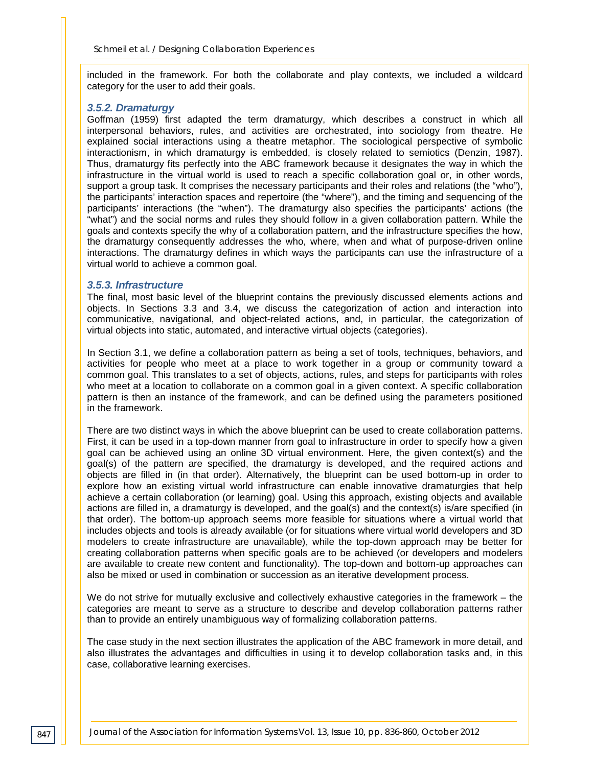included in the framework. For both the collaborate and play contexts, we included a wildcard category for the user to add their goals.

### 3.5.2. Dramaturgy

Goffman (1959) first adapted the term dramaturgy, which describes a construct in which all interpersonal behaviors, rules, and activities are orchestrated, into sociology from theatre. He explained social interactions using a theatre metaphor. The sociological perspective of symbolic interactionism, in which dramaturgy is embedded, is closely related to semiotics (Denzin, 1987). Thus, dramaturgy fits perfectly into the ABC framework because it designates the way in which the infrastructure in the virtual world is used to reach a specific collaboration goal or, in other words, support a group task. It comprises the necessary participants and their roles and relations (the "who"), the participants' interaction spaces and repertoire (the "where"), and the timing and sequencing of the participants' interactions (the "when"). The dramaturgy also specifies the participants' actions (the "what") and the social norms and rules they should follow in a given collaboration pattern. While the goals and contexts specify the why of a collaboration pattern, and the infrastructure specifies the how, the dramaturgy consequently addresses the who, where, when and what of purpose-driven online interactions. The dramaturgy defines in which ways the participants can use the infrastructure of a virtual world to achieve a common goal.

### 3.5.3. Infrastructure

The final, most basic level of the blueprint contains the previously discussed elements actions and objects. In Sections 3.3 and 3.4, we discuss the categorization of action and interaction into communicative, navigational, and object-related actions, and, in particular, the categorization of virtual objects into static, automated, and interactive virtual objects (categories).

In Section 3.1, we define a collaboration pattern as being a set of tools, techniques, behaviors, and activities for people who meet at a place to work together in a group or community toward a common goal. This translates to a set of objects, actions, rules, and steps for participants with roles who meet at a location to collaborate on a common goal in a given context. A specific collaboration pattern is then an instance of the framework, and can be defined using the parameters positioned in the framework.

There are two distinct ways in which the above blueprint can be used to create collaboration patterns. First, it can be used in a top-down manner from goal to infrastructure in order to specify how a given goal can be achieved using an online 3D virtual environment. Here, the given context(s) and the goal(s) of the pattern are specified, the dramaturgy is developed, and the required actions and objects are filled in (in that order). Alternatively, the blueprint can be used bottom-up in order to explore how an existing virtual world infrastructure can enable innovative dramaturgies that help achieve a certain collaboration (or learning) goal. Using this approach, existing objects and available actions are filled in, a dramaturgy is developed, and the goal(s) and the context(s) is/are specified (in that order). The bottom-up approach seems more feasible for situations where a virtual world that includes objects and tools is already available (or for situations where virtual world developers and 3D modelers to create infrastructure are unavailable), while the top-down approach may be better for creating collaboration patterns when specific goals are to be achieved (or developers and modelers are available to create new content and functionality). The top-down and bottom-up approaches can also be mixed or used in combination or succession as an iterative development process.

We do not strive for mutually exclusive and collectively exhaustive categories in the framework – the categories are meant to serve as a structure to describe and develop collaboration patterns rather than to provide an entirely unambiguous way of formalizing collaboration patterns.

The case study in the next section illustrates the application of the ABC framework in more detail, and also illustrates the advantages and difficulties in using it to develop collaboration tasks and, in this case, collaborative learning exercises.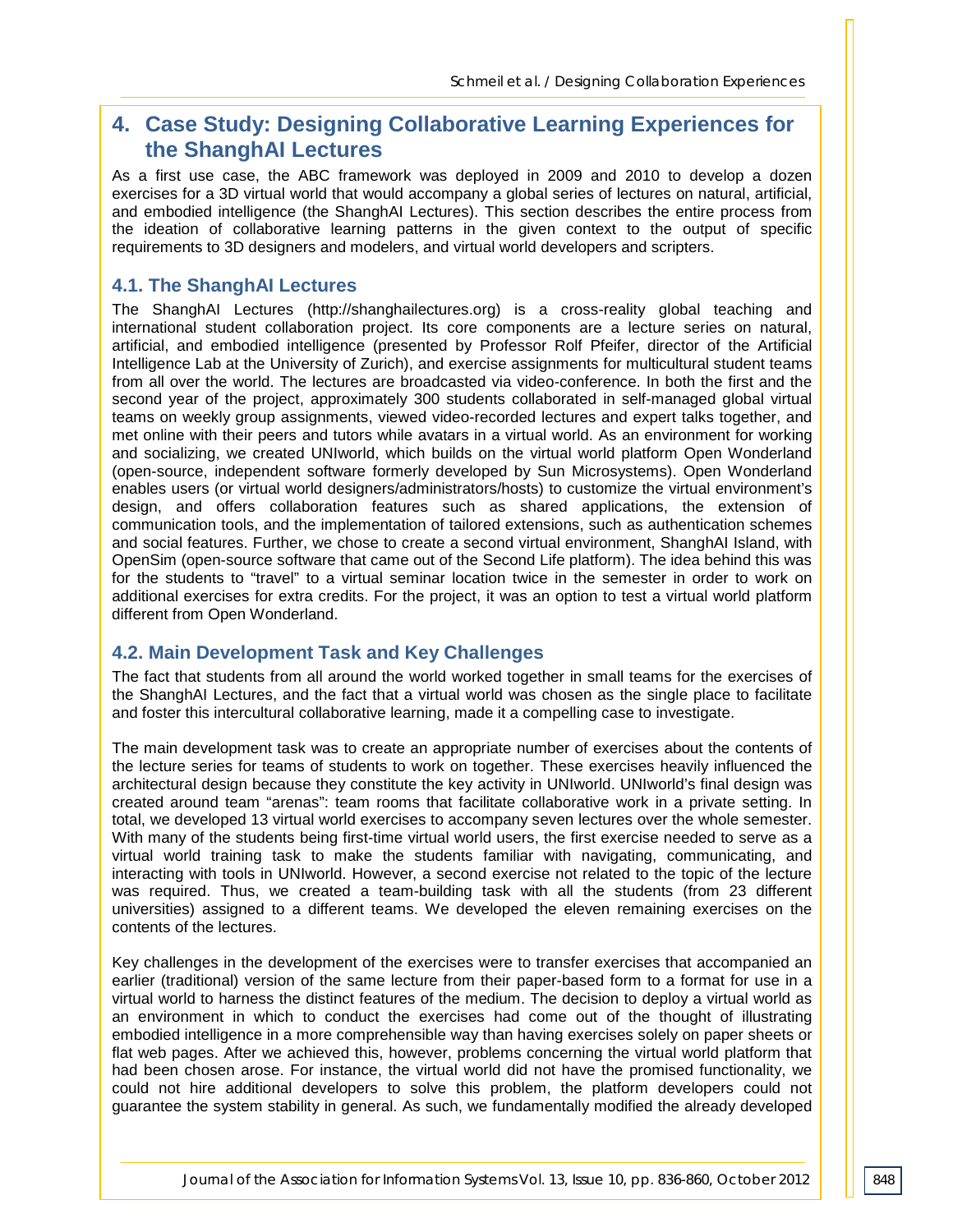## 4. Case Study: Designing Collaborative Learning Experiences for the ShanghAI Lectures

As a first use case, the ABC framework was deployed in 2009 and 2010 to develop a dozen exercises for a 3D virtual world that would accompany a global series of lectures on natural, artificial, and embodied intelligence (the ShanghAI Lectures). This section describes the entire process from the ideation of collaborative learning patterns in the given context to the output of specific requirements to 3D designers and modelers, and virtual world developers and scripters.

### 4.1. The ShanghAI Lectures

The ShanghAI Lectures (http://shanghailectures.org) is a cross-reality global teaching and international student collaboration project. Its core components are a lecture series on natural, artificial, and embodied intelligence (presented by Professor Rolf Pfeifer, director of the Artificial Intelligence Lab at the University of Zurich), and exercise assignments for multicultural student teams from all over the world. The lectures are broadcasted via video-conference. In both the first and the second year of the project, approximately 300 students collaborated in self-managed global virtual teams on weekly group assignments, viewed video-recorded lectures and expert talks together, and met online with their peers and tutors while avatars in a virtual world. As an environment for working and socializing, we created UNIworld, which builds on the virtual world platform Open Wonderland (open-source, independent software formerly developed by Sun Microsystems). Open Wonderland enables users (or virtual world designers/administrators/hosts) to customize the virtual environment's design, and offers collaboration features such as shared applications, the extension of communication tools, and the implementation of tailored extensions, such as authentication schemes and social features. Further, we chose to create a second virtual environment, ShanghAI Island, with OpenSim (open-source software that came out of the Second Life platform). The idea behind this was for the students to "travel" to a virtual seminar location twice in the semester in order to work on additional exercises for extra credits. For the project, it was an option to test a virtual world platform different from Open Wonderland.

### 4.2. Main Development Task and Key Challenges

The fact that students from all around the world worked together in small teams for the exercises of the ShanghAI Lectures, and the fact that a virtual world was chosen as the single place to facilitate and foster this intercultural collaborative learning, made it a compelling case to investigate.

The main development task was to create an appropriate number of exercises about the contents of the lecture series for teams of students to work on together. These exercises heavily influenced the architectural design because they constitute the key activity in UNIworld. UNIworld's final design was created around team "arenas": team rooms that facilitate collaborative work in a private setting. In total, we developed 13 virtual world exercises to accompany seven lectures over the whole semester. With many of the students being first-time virtual world users, the first exercise needed to serve as a virtual world training task to make the students familiar with navigating, communicating, and interacting with tools in UNIworld. However, a second exercise not related to the topic of the lecture was required. Thus, we created a team-building task with all the students (from 23 different universities) assigned to a different teams. We developed the eleven remaining exercises on the contents of the lectures.

Key challenges in the development of the exercises were to transfer exercises that accompanied an earlier (traditional) version of the same lecture from their paper-based form to a format for use in a virtual world to harness the distinct features of the medium. The decision to deploy a virtual world as an environment in which to conduct the exercises had come out of the thought of illustrating embodied intelligence in a more comprehensible way than having exercises solely on paper sheets or flat web pages. After we achieved this, however, problems concerning the virtual world platform that had been chosen arose. For instance, the virtual world did not have the promised functionality, we could not hire additional developers to solve this problem, the platform developers could not guarantee the system stability in general. As such, we fundamentally modified the already developed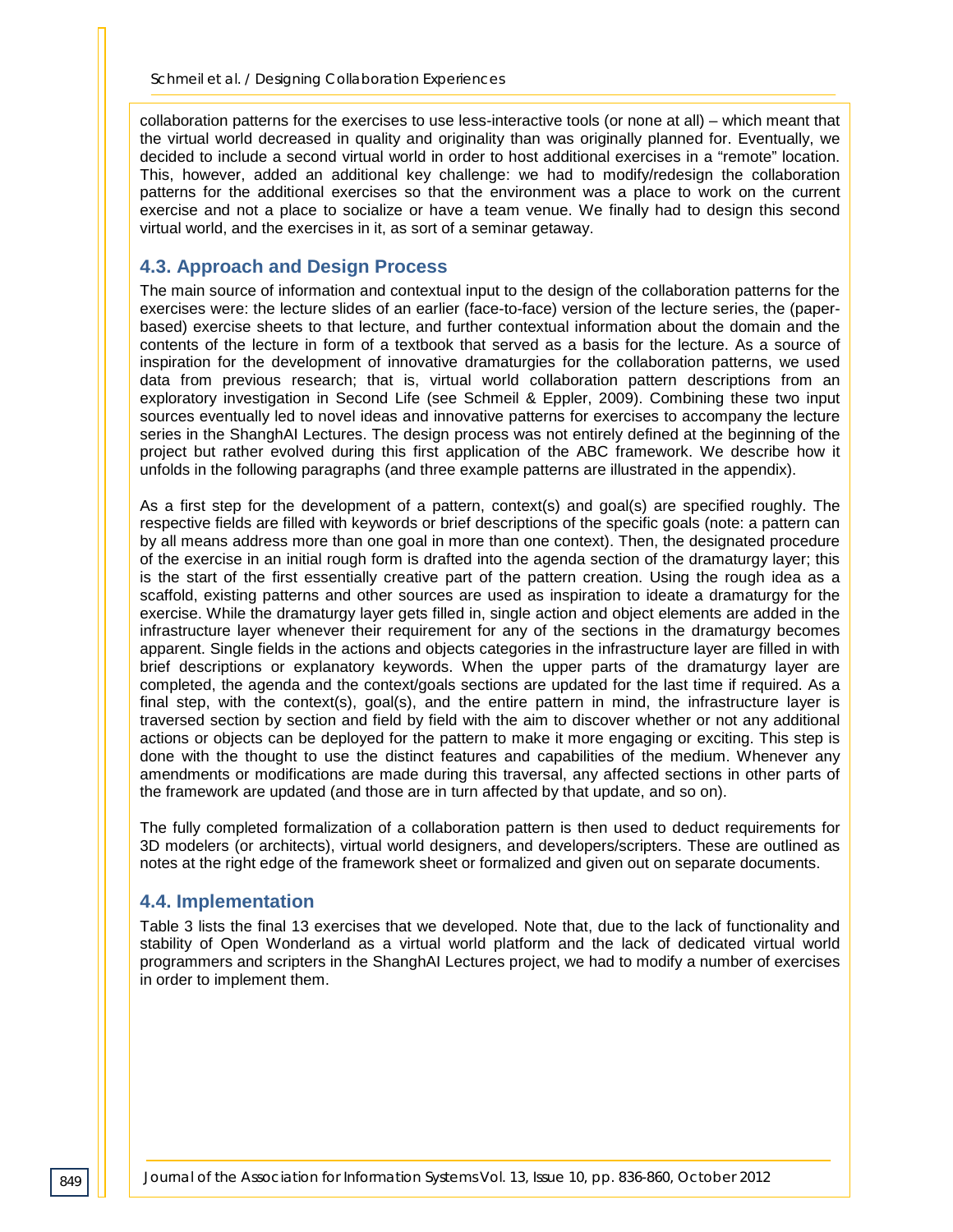collaboration patterns for the exercises to use less-interactive tools (or none at all) – which meant that the virtual world decreased in quality and originality than was originally planned for. Eventually, we decided to include a second virtual world in order to host additional exercises in a "remote" location. This, however, added an additional key challenge: we had to modify/redesign the collaboration patterns for the additional exercises so that the environment was a place to work on the current exercise and not a place to socialize or have a team venue. We finally had to design this second virtual world, and the exercises in it, as sort of a seminar getaway.

## 4.3. Approach and Design Process

The main source of information and contextual input to the design of the collaboration patterns for the exercises were: the lecture slides of an earlier (face-to-face) version of the lecture series, the (paper-based) exercise sheets to that lecture, and further contextual information about the domain and the contents of the lecture in form of a textbook that served as a basis for the lecture. As a source of inspiration for the development of innovative dramaturgies for the collaboration patterns, we used data from previous research; that is, virtual world collaboration pattern descriptions from an exploratory investigation in Second Life (see Schmeil & Eppler, 2009). Combining these two input sources eventually led to novel ideas and innovative patterns for exercises to accompany the lecture series in the ShanghAI Lectures. The design process was not entirely defined at the beginning of the project but rather evolved during this first application of the ABC framework. We describe how it unfolds in the following paragraphs (and three example patterns are illustrated in the appendix).

As a first step for the development of a pattern, context(s) and goal(s) are specified roughly. The respective fields are filled with keywords or brief descriptions of the specific goals (note: a pattern can by all means address more than one goal in more than one context). Then, the designated procedure of the exercise in an initial rough form is drafted into the agenda section of the dramaturgy layer; this is the start of the first essentially creative part of the pattern creation. Using the rough idea as a scaffold, existing patterns and other sources are used as inspiration to ideate a dramaturgy for the exercise. While the dramaturgy layer gets filled in, single action and object elements are added in the infrastructure layer whenever their requirement for any of the sections in the dramaturgy becomes apparent. Single fields in the actions and objects categories in the infrastructure layer are filled in with brief descriptions or explanatory keywords. When the upper parts of the dramaturgy layer are completed, the agenda and the context/goals sections are updated for the last time if required. As a final step, with the context(s), goal(s), and the entire pattern in mind, the infrastructure layer is traversed section by section and field by field with the aim to discover whether or not any additional actions or objects can be deployed for the pattern to make it more engaging or exciting. This step is done with the thought to use the distinct features and capabilities of the medium. Whenever any amendments or modifications are made during this traversal, any affected sections in other parts of the framework are updated (and those are in turn affected by that update, and so on).

The fully completed formalization of a collaboration pattern is then used to deduct requirements for 3D modelers (or architects), virtual world designers, and developers/scripters. These are outlined as notes at the right edge of the framework sheet or formalized and given out on separate documents.

## 4.4. Implementation

Table 3 lists the final 13 exercises that we developed. Note that, due to the lack of functionality and stability of Open Wonderland as a virtual world platform and the lack of dedicated virtual world programmers and scripters in the ShanghAI Lectures project, we had to modify a number of exercises in order to implement them.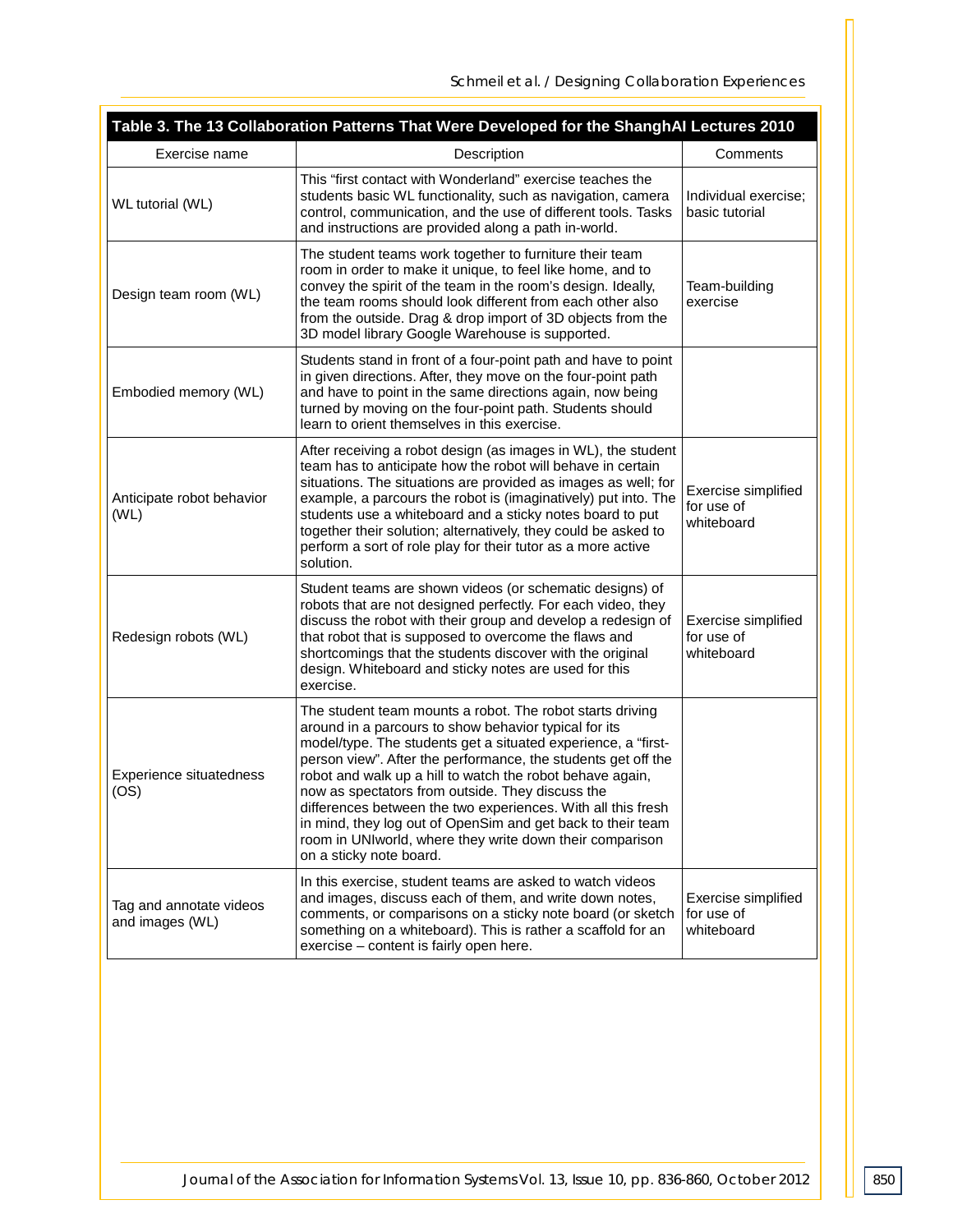**Table 3. The 13 Collaboration Patterns That Were Developed for the ShanghAI Lectures 2010**

| Exercise name | Description | Comments |
|---|---|---|
| WL tutorial (WL) | This "first contact with Wonderland" exercise teaches the students basic WL functionality, such as navigation, camera control, communication, and the use of different tools. Tasks and instructions are provided along a path in-world. | Individual exercise; basic tutorial |
| Design team room (WL) | The student teams work together to furniture their team room in order to make it unique, to feel like home, and to convey the spirit of the team in the room's design. Ideally, the team rooms should look different from each other also from the outside. Drag & drop import of 3D objects from the 3D model library Google Warehouse is supported. | Team-building exercise |
| Embodied memory (WL) | Students stand in front of a four-point path and have to point in given directions. After, they move on the four-point path and have to point in the same directions again, now being turned by moving on the four-point path. Students should learn to orient themselves in this exercise. | |
| Anticipate robot behavior (WL) | After receiving a robot design (as images in WL), the student team has to anticipate how the robot will behave in certain situations. The situations are provided as images as well; for example, a parcours the robot is (imaginatively) put into. The students use a whiteboard and a sticky notes board to put together their solution; alternatively, they could be asked to perform a sort of role play for their tutor as a more active solution. | Exercise simplified for use of whiteboard |
| Redesign robots (WL) | Student teams are shown videos (or schematic designs) of robots that are not designed perfectly. For each video, they discuss the robot with their group and develop a redesign of that robot that is supposed to overcome the flaws and shortcomings that the students discover with the original design. Whiteboard and sticky notes are used for this exercise. | Exercise simplified for use of whiteboard |
| Experience situatedness (OS) | The student team mounts a robot. The robot starts driving around in a parcours to show behavior typical for its model/type. The students get a situated experience, a "first-person view". After the performance, the students get off the robot and walk up a hill to watch the robot behave again, now as spectators from outside. They discuss the differences between the two experiences. With all this fresh in mind, they log out of OpenSim and get back to their team room in UNIworld, where they write down their comparison on a sticky note board. | |
| Tag and annotate videos and images (WL) | In this exercise, student teams are asked to watch videos and images, discuss each of them, and write down notes, comments, or comparisons on a sticky note board (or sketch something on a whiteboard). This is rather a scaffold for an exercise – content is fairly open here. | Exercise simplified for use of whiteboard |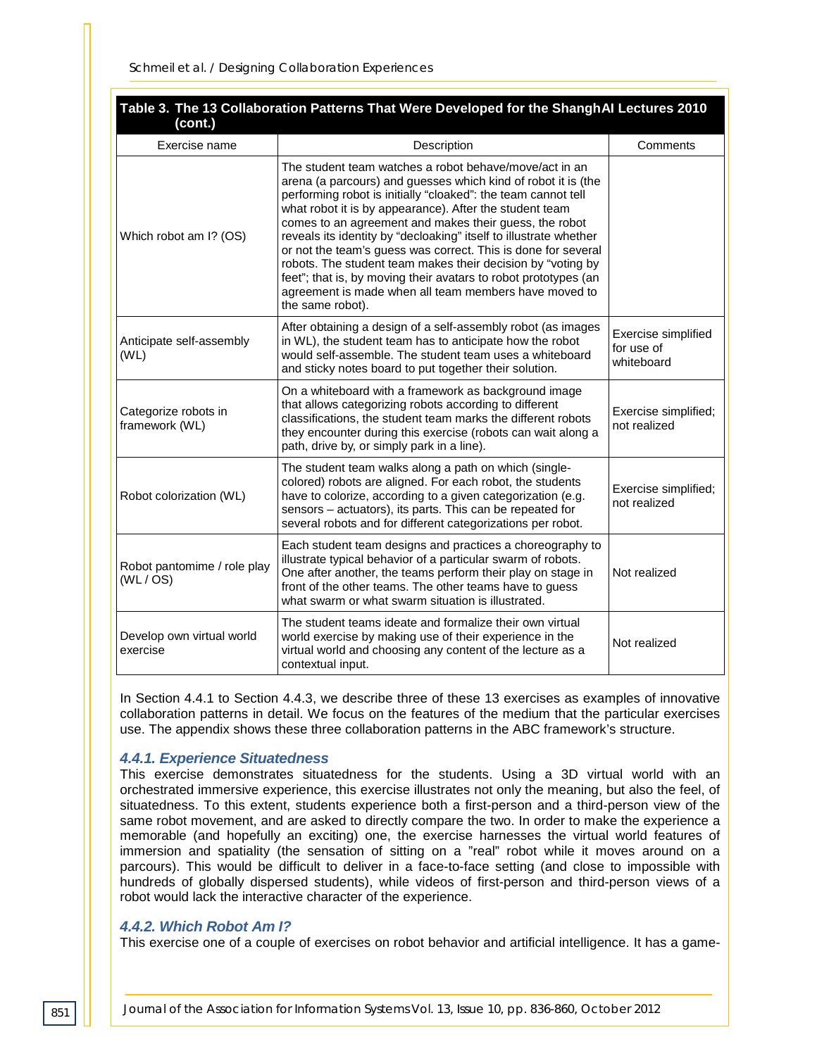**Table 3. The 13 Collaboration Patterns That Were Developed for the ShanghAI Lectures 2010 (cont.)**

| Exercise name | Description | Comments |
|---|---|---|
| Which robot am I? (OS) | The student team watches a robot behave/move/act in an arena (a parcours) and guesses which kind of robot it is (the performing robot is initially "cloaked": the team cannot tell what robot it is by appearance). After the student team comes to an agreement and makes their guess, the robot reveals its identity by "decloaking" itself to illustrate whether or not the team's guess was correct. This is done for several robots. The student team makes their decision by "voting by feet"; that is, by moving their avatars to robot prototypes (an agreement is made when all team members have moved to the same robot). | |
| Anticipate self-assembly (WL) | After obtaining a design of a self-assembly robot (as images in WL), the student team has to anticipate how the robot would self-assemble. The student team uses a whiteboard and sticky notes board to put together their solution. | Exercise simplified for use of whiteboard |
| Categorize robots in framework (WL) | On a whiteboard with a framework as background image that allows categorizing robots according to different classifications, the student team marks the different robots they encounter during this exercise (robots can wait along a path, drive by, or simply park in a line). | Exercise simplified; not realized |
| Robot colorization (WL) | The student team walks along a path on which (single-colored) robots are aligned. For each robot, the students have to colorize, according to a given categorization (e.g. sensors – actuators), its parts. This can be repeated for several robots and for different categorizations per robot. | Exercise simplified; not realized |
| Robot pantomime / role play (WL / OS) | Each student team designs and practices a choreography to illustrate typical behavior of a particular swarm of robots. One after another, the teams perform their play on stage in front of the other teams. The other teams have to guess what swarm or what swarm situation is illustrated. | Not realized |
| Develop own virtual world exercise | The student teams ideate and formalize their own virtual world exercise by making use of their experience in the virtual world and choosing any content of the lecture as a contextual input. | Not realized |

In Section 4.4.1 to Section 4.4.3, we describe three of these 13 exercises as examples of innovative collaboration patterns in detail. We focus on the features of the medium that the particular exercises use. The appendix shows these three collaboration patterns in the ABC framework's structure.

### 4.4.1. Experience Situatedness

This exercise demonstrates situatedness for the students. Using a 3D virtual world with an orchestrated immersive experience, this exercise illustrates not only the meaning, but also the feel, of situatedness. To this extent, students experience both a first-person and a third-person view of the same robot movement, and are asked to directly compare the two. In order to make the experience a memorable (and hopefully an exciting) one, the exercise harnesses the virtual world features of immersion and spatiality (the sensation of sitting on a "real" robot while it moves around on a parcours). This would be difficult to deliver in a face-to-face setting (and close to impossible with hundreds of globally dispersed students), while videos of first-person and third-person views of a robot would lack the interactive character of the experience.

### 4.4.2. Which Robot Am I?

This exercise one of a couple of exercises on robot behavior and artificial intelligence. It has a game-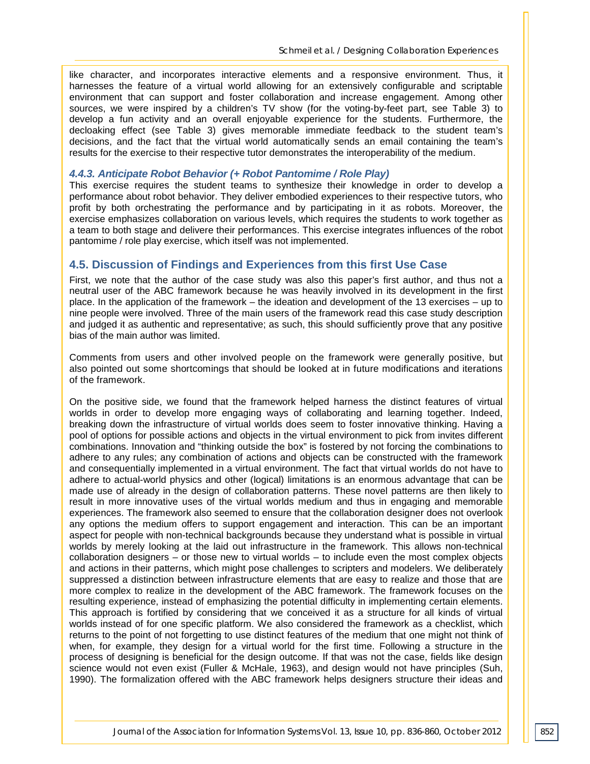like character, and incorporates interactive elements and a responsive environment. Thus, it harnesses the feature of a virtual world allowing for an extensively configurable and scriptable environment that can support and foster collaboration and increase engagement. Among other sources, we were inspired by a children's TV show (for the voting-by-feet part, see Table 3) to develop a fun activity and an overall enjoyable experience for the students. Furthermore, the decloaking effect (see Table 3) gives memorable immediate feedback to the student team's decisions, and the fact that the virtual world automatically sends an email containing the team's results for the exercise to their respective tutor demonstrates the interoperability of the medium.

#### *4.4.3. Anticipate Robot Behavior (+ Robot Pantomime / Role Play)*

This exercise requires the student teams to synthesize their knowledge in order to develop a performance about robot behavior. They deliver embodied experiences to their respective tutors, who profit by both orchestrating the performance and by participating in it as robots. Moreover, the exercise emphasizes collaboration on various levels, which requires the students to work together as a team to both stage and delivere their performances. This exercise integrates influences of the robot pantomime / role play exercise, which itself was not implemented.

### 4.5. Discussion of Findings and Experiences from this first Use Case

First, we note that the author of the case study was also this paper's first author, and thus not a neutral user of the ABC framework because he was heavily involved in its development in the first place. In the application of the framework – the ideation and development of the 13 exercises – up to nine people were involved. Three of the main users of the framework read this case study description and judged it as authentic and representative; as such, this should sufficiently prove that any positive bias of the main author was limited.

Comments from users and other involved people on the framework were generally positive, but also pointed out some shortcomings that should be looked at in future modifications and iterations of the framework.

On the positive side, we found that the framework helped harness the distinct features of virtual worlds in order to develop more engaging ways of collaborating and learning together. Indeed, breaking down the infrastructure of virtual worlds does seem to foster innovative thinking. Having a pool of options for possible actions and objects in the virtual environment to pick from invites different combinations. Innovation and "thinking outside the box" is fostered by not forcing the combinations to adhere to any rules; any combination of actions and objects can be constructed with the framework and consequentially implemented in a virtual environment. The fact that virtual worlds do not have to adhere to actual-world physics and other (logical) limitations is an enormous advantage that can be made use of already in the design of collaboration patterns. These novel patterns are then likely to result in more innovative uses of the virtual worlds medium and thus in engaging and memorable experiences. The framework also seemed to ensure that the collaboration designer does not overlook any options the medium offers to support engagement and interaction. This can be an important aspect for people with non-technical backgrounds because they understand what is possible in virtual worlds by merely looking at the laid out infrastructure in the framework. This allows non-technical collaboration designers – or those new to virtual worlds – to include even the most complex objects and actions in their patterns, which might pose challenges to scripters and modelers. We deliberately suppressed a distinction between infrastructure elements that are easy to realize and those that are more complex to realize in the development of the ABC framework. The framework focuses on the resulting experience, instead of emphasizing the potential difficulty in implementing certain elements. This approach is fortified by considering that we conceived it as a structure for all kinds of virtual worlds instead of for one specific platform. We also considered the framework as a checklist, which returns to the point of not forgetting to use distinct features of the medium that one might not think of when, for example, they design for a virtual world for the first time. Following a structure in the process of designing is beneficial for the design outcome. If that was not the case, fields like design science would not even exist (Fuller & McHale, 1963), and design would not have principles (Suh, 1990). The formalization offered with the ABC framework helps designers structure their ideas and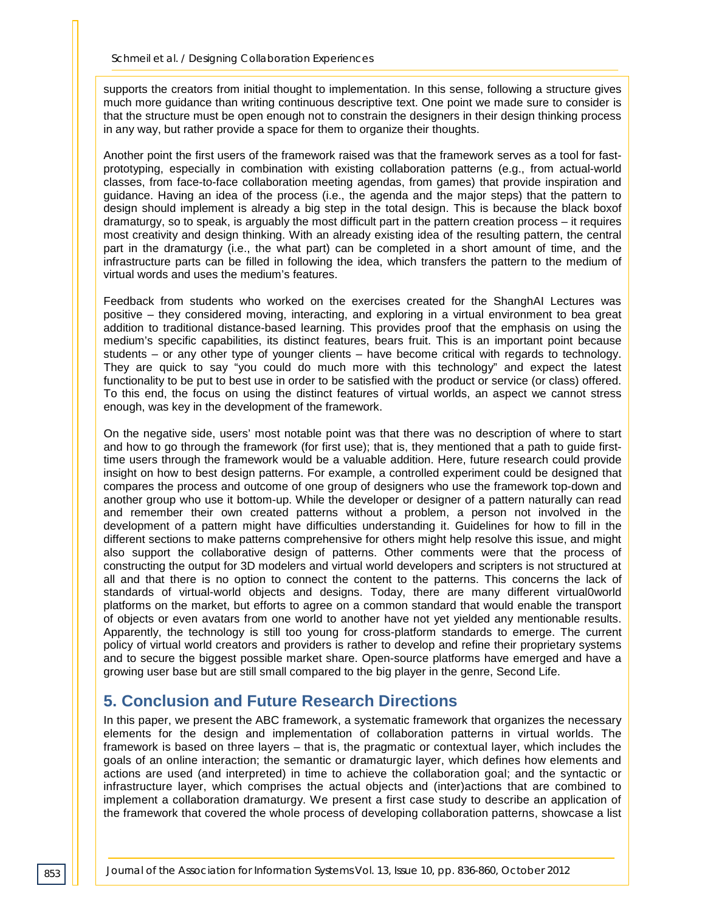supports the creators from initial thought to implementation. In this sense, following a structure gives much more guidance than writing continuous descriptive text. One point we made sure to consider is that the structure must be open enough not to constrain the designers in their design thinking process in any way, but rather provide a space for them to organize their thoughts.

Another point the first users of the framework raised was that the framework serves as a tool for fast-prototyping, especially in combination with existing collaboration patterns (e.g., from actual-world classes, from face-to-face collaboration meeting agendas, from games) that provide inspiration and guidance. Having an idea of the process (i.e., the agenda and the major steps) that the pattern to design should implement is already a big step in the total design. This is because the black boxof dramaturgy, so to speak, is arguably the most difficult part in the pattern creation process – it requires most creativity and design thinking. With an already existing idea of the resulting pattern, the central part in the dramaturgy (i.e., the what part) can be completed in a short amount of time, and the infrastructure parts can be filled in following the idea, which transfers the pattern to the medium of virtual words and uses the medium's features.

Feedback from students who worked on the exercises created for the ShanghAI Lectures was positive – they considered moving, interacting, and exploring in a virtual environment to bea great addition to traditional distance-based learning. This provides proof that the emphasis on using the medium's specific capabilities, its distinct features, bears fruit. This is an important point because students – or any other type of younger clients – have become critical with regards to technology. They are quick to say "you could do much more with this technology" and expect the latest functionality to be put to best use in order to be satisfied with the product or service (or class) offered. To this end, the focus on using the distinct features of virtual worlds, an aspect we cannot stress enough, was key in the development of the framework.

On the negative side, users' most notable point was that there was no description of where to start and how to go through the framework (for first use); that is, they mentioned that a path to guide first-time users through the framework would be a valuable addition. Here, future research could provide insight on how to best design patterns. For example, a controlled experiment could be designed that compares the process and outcome of one group of designers who use the framework top-down and another group who use it bottom-up. While the developer or designer of a pattern naturally can read and remember their own created patterns without a problem, a person not involved in the development of a pattern might have difficulties understanding it. Guidelines for how to fill in the different sections to make patterns comprehensive for others might help resolve this issue, and might also support the collaborative design of patterns. Other comments were that the process of constructing the output for 3D modelers and virtual world developers and scripters is not structured at all and that there is no option to connect the content to the patterns. This concerns the lack of standards of virtual-world objects and designs. Today, there are many different virtual0world platforms on the market, but efforts to agree on a common standard that would enable the transport of objects or even avatars from one world to another have not yet yielded any mentionable results. Apparently, the technology is still too young for cross-platform standards to emerge. The current policy of virtual world creators and providers is rather to develop and refine their proprietary systems and to secure the biggest possible market share. Open-source platforms have emerged and have a growing user base but are still small compared to the big player in the genre, Second Life.

## 5. Conclusion and Future Research Directions

In this paper, we present the ABC framework, a systematic framework that organizes the necessary elements for the design and implementation of collaboration patterns in virtual worlds. The framework is based on three layers – that is, the pragmatic or contextual layer, which includes the goals of an online interaction; the semantic or dramaturgic layer, which defines how elements and actions are used (and interpreted) in time to achieve the collaboration goal; and the syntactic or infrastructure layer, which comprises the actual objects and (inter)actions that are combined to implement a collaboration dramaturgy. We present a first case study to describe an application of the framework that covered the whole process of developing collaboration patterns, showcase a list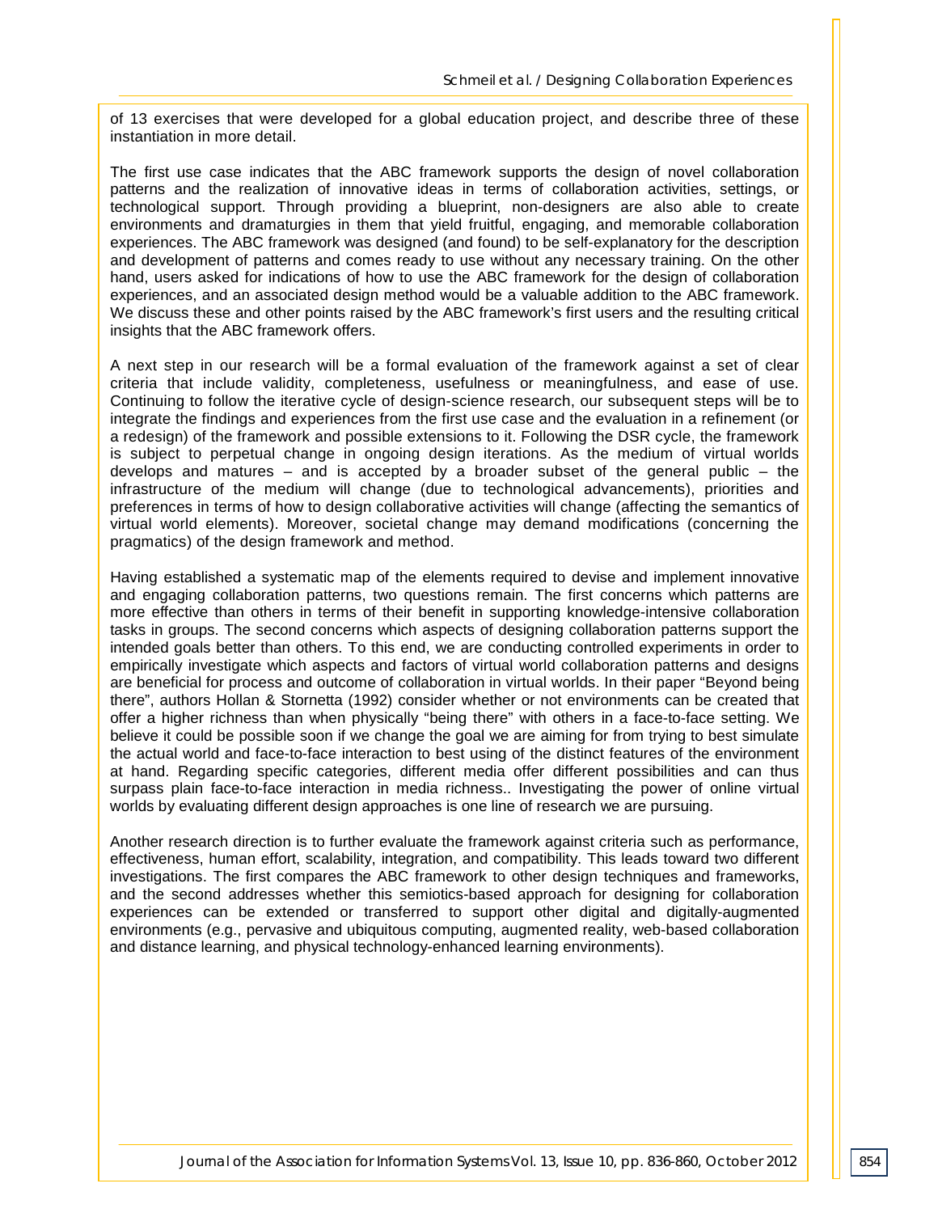of 13 exercises that were developed for a global education project, and describe three of these instantiation in more detail.

The first use case indicates that the ABC framework supports the design of novel collaboration patterns and the realization of innovative ideas in terms of collaboration activities, settings, or technological support. Through providing a blueprint, non-designers are also able to create environments and dramaturgies in them that yield fruitful, engaging, and memorable collaboration experiences. The ABC framework was designed (and found) to be self-explanatory for the description and development of patterns and comes ready to use without any necessary training. On the other hand, users asked for indications of how to use the ABC framework for the design of collaboration experiences, and an associated design method would be a valuable addition to the ABC framework. We discuss these and other points raised by the ABC framework's first users and the resulting critical insights that the ABC framework offers.

A next step in our research will be a formal evaluation of the framework against a set of clear criteria that include validity, completeness, usefulness or meaningfulness, and ease of use. Continuing to follow the iterative cycle of design-science research, our subsequent steps will be to integrate the findings and experiences from the first use case and the evaluation in a refinement (or a redesign) of the framework and possible extensions to it. Following the DSR cycle, the framework is subject to perpetual change in ongoing design iterations. As the medium of virtual worlds develops and matures – and is accepted by a broader subset of the general public – the infrastructure of the medium will change (due to technological advancements), priorities and preferences in terms of how to design collaborative activities will change (affecting the semantics of virtual world elements). Moreover, societal change may demand modifications (concerning the pragmatics) of the design framework and method.

Having established a systematic map of the elements required to devise and implement innovative and engaging collaboration patterns, two questions remain. The first concerns which patterns are more effective than others in terms of their benefit in supporting knowledge-intensive collaboration tasks in groups. The second concerns which aspects of designing collaboration patterns support the intended goals better than others. To this end, we are conducting controlled experiments in order to empirically investigate which aspects and factors of virtual world collaboration patterns and designs are beneficial for process and outcome of collaboration in virtual worlds. In their paper "Beyond being there", authors Hollan & Stornetta (1992) consider whether or not environments can be created that offer a higher richness than when physically "being there" with others in a face-to-face setting. We believe it could be possible soon if we change the goal we are aiming for from trying to best simulate the actual world and face-to-face interaction to best using of the distinct features of the environment at hand. Regarding specific categories, different media offer different possibilities and can thus surpass plain face-to-face interaction in media richness.. Investigating the power of online virtual worlds by evaluating different design approaches is one line of research we are pursuing.

Another research direction is to further evaluate the framework against criteria such as performance, effectiveness, human effort, scalability, integration, and compatibility. This leads toward two different investigations. The first compares the ABC framework to other design techniques and frameworks, and the second addresses whether this semiotics-based approach for designing for collaboration experiences can be extended or transferred to support other digital and digitally-augmented environments (e.g., pervasive and ubiquitous computing, augmented reality, web-based collaboration and distance learning, and physical technology-enhanced learning environments).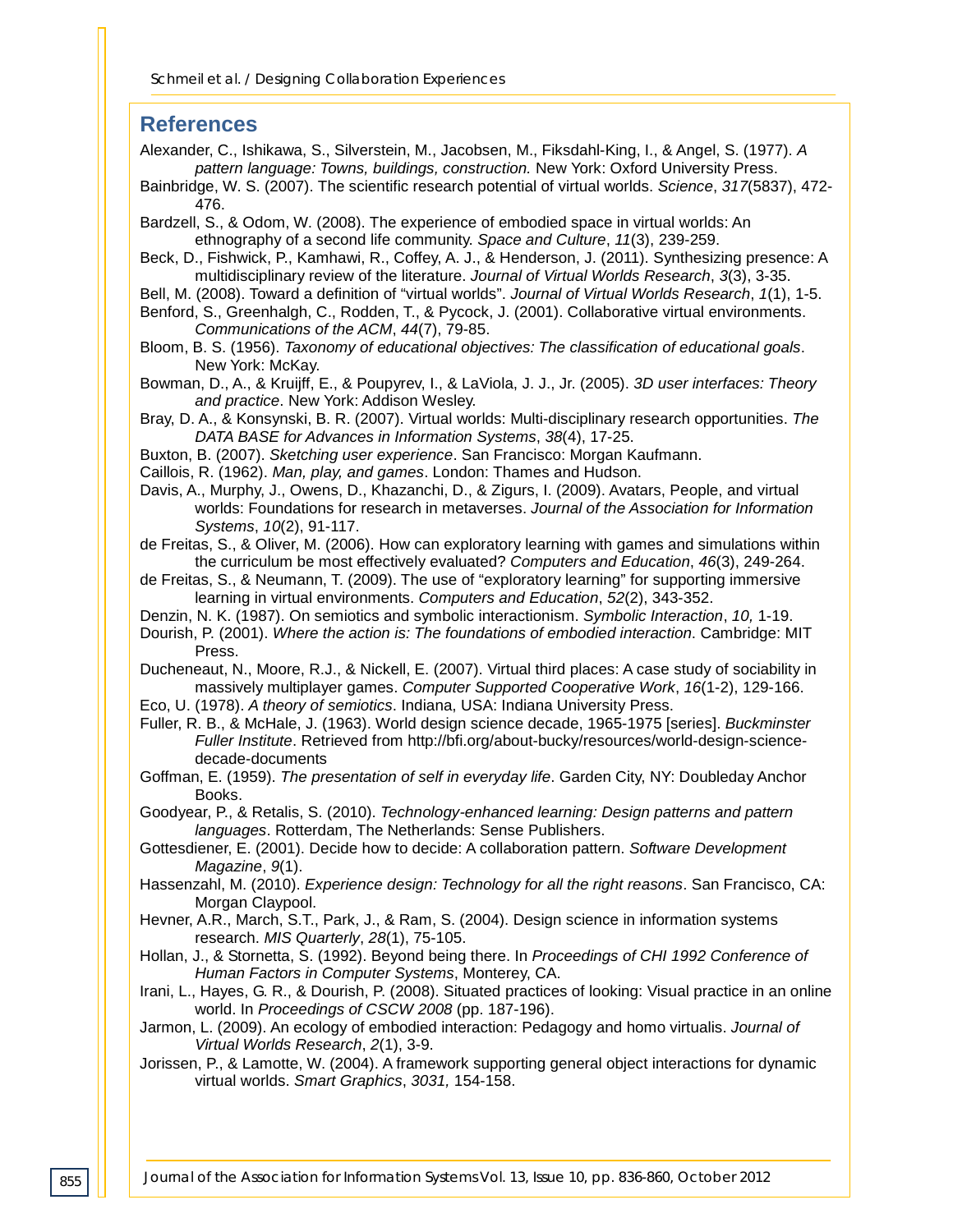## References

Alexander, C., Ishikawa, S., Silverstein, M., Jacobsen, M., Fiksdahl-King, I., & Angel, S. (1977). *A pattern language: Towns, buildings, construction.* New York: Oxford University Press.

Bainbridge, W. S. (2007). The scientific research potential of virtual worlds. *Science*, *317*(5837), 472-476.

Bardzell, S., & Odom, W. (2008). The experience of embodied space in virtual worlds: An ethnography of a second life community. *Space and Culture*, *11*(3), 239-259.

Beck, D., Fishwick, P., Kamhawi, R., Coffey, A. J., & Henderson, J. (2011). Synthesizing presence: A multidisciplinary review of the literature. *Journal of Virtual Worlds Research*, *3*(3), 3-35.

Bell, M. (2008). Toward a definition of "virtual worlds". *Journal of Virtual Worlds Research*, *1*(1), 1-5.

Benford, S., Greenhalgh, C., Rodden, T., & Pycock, J. (2001). Collaborative virtual environments. *Communications of the ACM*, *44*(7), 79-85.

Bloom, B. S. (1956). *Taxonomy of educational objectives: The classification of educational goals*. New York: McKay.

Bowman, D., A., & Kruijff, E., & Poupyrev, I., & LaViola, J. J., Jr. (2005). *3D user interfaces: Theory and practice*. New York: Addison Wesley.

Bray, D. A., & Konsynski, B. R. (2007). Virtual worlds: Multi-disciplinary research opportunities. *The DATA BASE for Advances in Information Systems*, *38*(4), 17-25.

Buxton, B. (2007). *Sketching user experience*. San Francisco: Morgan Kaufmann.

Caillois, R. (1962). *Man, play, and games*. London: Thames and Hudson.

Davis, A., Murphy, J., Owens, D., Khazanchi, D., & Zigurs, I. (2009). Avatars, People, and virtual worlds: Foundations for research in metaverses. *Journal of the Association for Information Systems*, *10*(2), 91-117.

de Freitas, S., & Oliver, M. (2006). How can exploratory learning with games and simulations within the curriculum be most effectively evaluated? *Computers and Education*, *46*(3), 249-264.

de Freitas, S., & Neumann, T. (2009). The use of "exploratory learning" for supporting immersive learning in virtual environments. *Computers and Education*, *52*(2), 343-352.

Denzin, N. K. (1987). On semiotics and symbolic interactionism. *Symbolic Interaction*, *10,* 1-19.

Dourish, P. (2001). *Where the action is: The foundations of embodied interaction*. Cambridge: MIT Press.

Ducheneaut, N., Moore, R.J., & Nickell, E. (2007). Virtual third places: A case study of sociability in massively multiplayer games. *Computer Supported Cooperative Work*, *16*(1-2), 129-166.

Eco, U. (1978). *A theory of semiotics*. Indiana, USA: Indiana University Press.

Fuller, R. B., & McHale, J. (1963). World design science decade, 1965-1975 [series]. *Buckminster Fuller Institute*. Retrieved from http://bfi.org/about-bucky/resources/world-design-science-decade-documents

Goffman, E. (1959). *The presentation of self in everyday life*. Garden City, NY: Doubleday Anchor Books.

Goodyear, P., & Retalis, S. (2010). *Technology-enhanced learning: Design patterns and pattern languages*. Rotterdam, The Netherlands: Sense Publishers.

Gottesdiener, E. (2001). Decide how to decide: A collaboration pattern. *Software Development Magazine*, *9*(1).

Hassenzahl, M. (2010). *Experience design: Technology for all the right reasons*. San Francisco, CA: Morgan Claypool.

Hevner, A.R., March, S.T., Park, J., & Ram, S. (2004). Design science in information systems research. *MIS Quarterly*, *28*(1), 75-105.

Hollan, J., & Stornetta, S. (1992). Beyond being there. In *Proceedings of CHI 1992 Conference of Human Factors in Computer Systems*, Monterey, CA.

Irani, L., Hayes, G. R., & Dourish, P. (2008). Situated practices of looking: Visual practice in an online world. In *Proceedings of CSCW 2008* (pp. 187-196).

Jarmon, L. (2009). An ecology of embodied interaction: Pedagogy and homo virtualis. *Journal of Virtual Worlds Research*, *2*(1), 3-9.

Jorissen, P., & Lamotte, W. (2004). A framework supporting general object interactions for dynamic virtual worlds. *Smart Graphics*, *3031,* 154-158.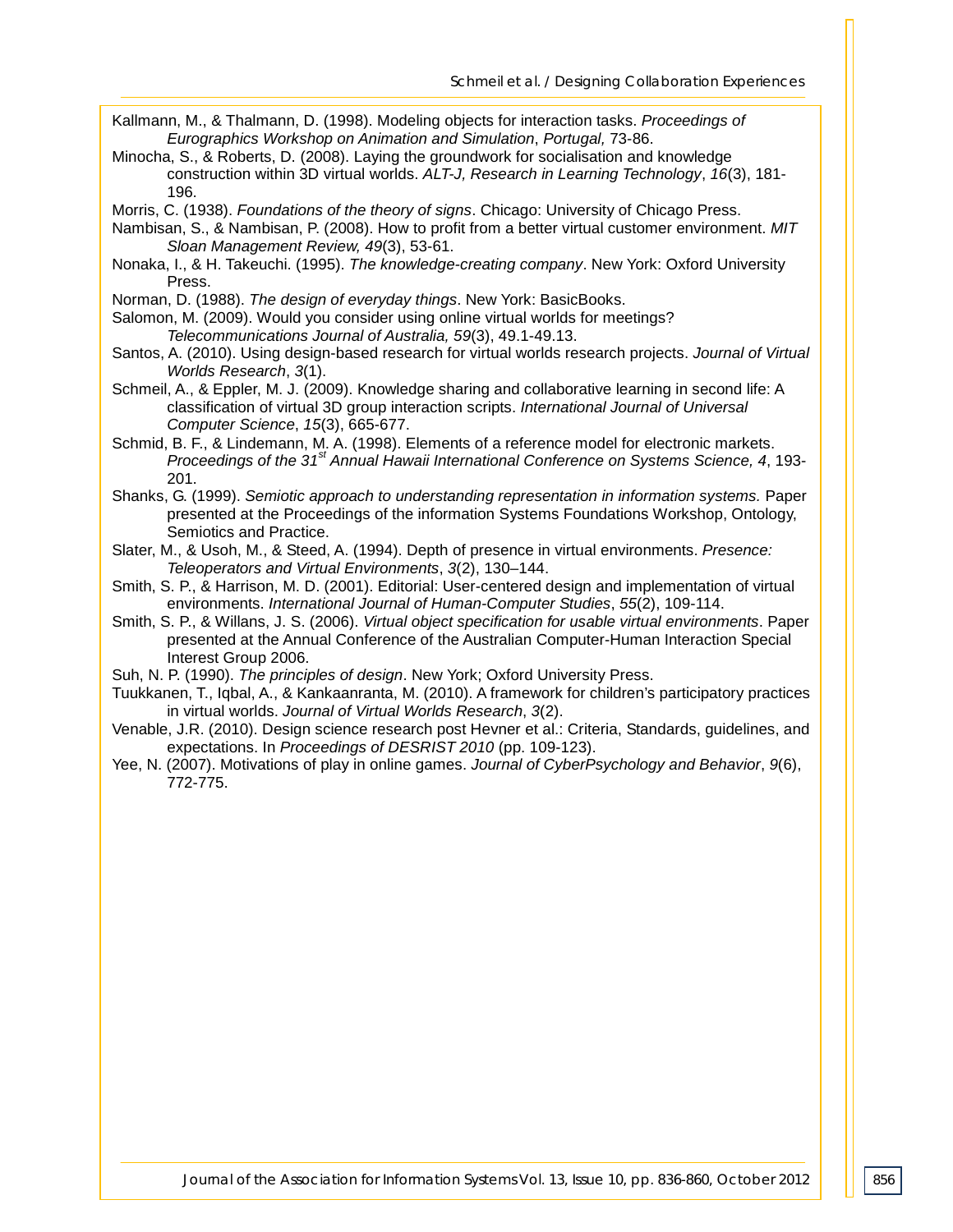Kallmann, M., & Thalmann, D. (1998). Modeling objects for interaction tasks. *Proceedings of Eurographics Workshop on Animation and Simulation*, *Portugal,* 73-86.

Minocha, S., & Roberts, D. (2008). Laying the groundwork for socialisation and knowledge construction within 3D virtual worlds. *ALT-J, Research in Learning Technology*, *16*(3), 181-196.

Morris, C. (1938). *Foundations of the theory of signs*. Chicago: University of Chicago Press.

Nambisan, S., & Nambisan, P. (2008). How to profit from a better virtual customer environment. *MIT Sloan Management Review, 49*(3), 53-61.

Nonaka, I., & H. Takeuchi. (1995). *The knowledge-creating company*. New York: Oxford University Press.

Norman, D. (1988). *The design of everyday things*. New York: BasicBooks.

Salomon, M. (2009). Would you consider using online virtual worlds for meetings? *Telecommunications Journal of Australia, 59*(3), 49.1-49.13.

Santos, A. (2010). Using design-based research for virtual worlds research projects. *Journal of Virtual Worlds Research*, *3*(1).

Schmeil, A., & Eppler, M. J. (2009). Knowledge sharing and collaborative learning in second life: A classification of virtual 3D group interaction scripts. *International Journal of Universal Computer Science*, *15*(3), 665-677.

Schmid, B. F., & Lindemann, M. A. (1998). Elements of a reference model for electronic markets. *Proceedings of the 31st Annual Hawaii International Conference on Systems Science, 4*, 193-201.

Shanks, G. (1999). *Semiotic approach to understanding representation in information systems.* Paper presented at the Proceedings of the information Systems Foundations Workshop, Ontology, Semiotics and Practice.

Slater, M., & Usoh, M., & Steed, A. (1994). Depth of presence in virtual environments. *Presence: Teleoperators and Virtual Environments*, *3*(2), 130–144.

Smith, S. P., & Harrison, M. D. (2001). Editorial: User-centered design and implementation of virtual environments. *International Journal of Human-Computer Studies*, *55*(2), 109-114.

Smith, S. P., & Willans, J. S. (2006). *Virtual object specification for usable virtual environments*. Paper presented at the Annual Conference of the Australian Computer-Human Interaction Special Interest Group 2006.

Suh, N. P. (1990). *The principles of design*. New York; Oxford University Press.

Tuukkanen, T., Iqbal, A., & Kankaanranta, M. (2010). A framework for children's participatory practices in virtual worlds. *Journal of Virtual Worlds Research*, *3*(2).

Venable, J.R. (2010). Design science research post Hevner et al.: Criteria, Standards, guidelines, and expectations. In *Proceedings of DESRIST 2010* (pp. 109-123).

Yee, N. (2007). Motivations of play in online games. *Journal of CyberPsychology and Behavior*, *9*(6), 772-775.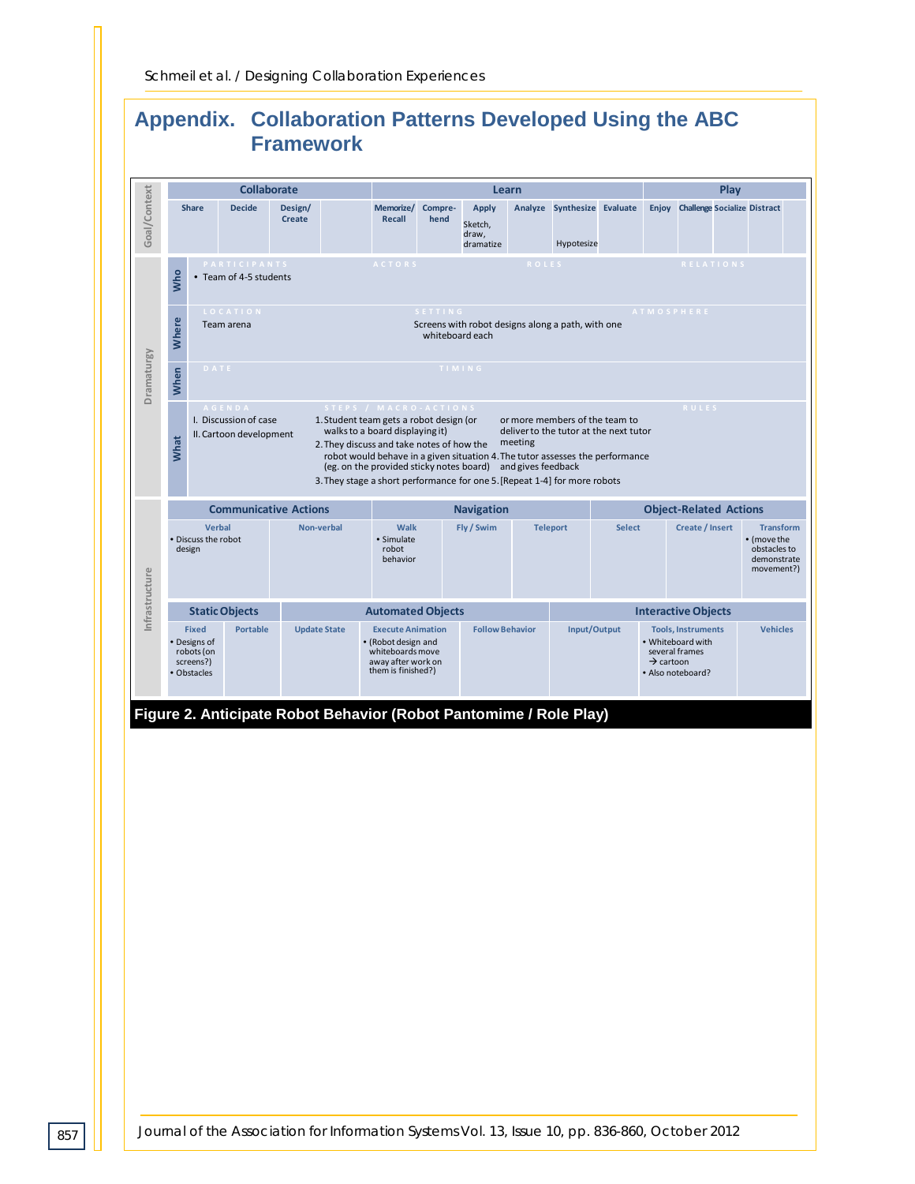# Appendix. Collaboration Patterns Developed Using the ABC Framework

**Goal/Context**

| Collaborate | | | | Learn | | | | | | Play | | | |
|---|---|---|---|---|---|---|---|---|---|---|---|---|---|
| Share | Decide | Design/ Create | | Memorize/ Recall | Compre-hend | Apply | Analyze | Synthesize | Evaluate | Enjoy | Challenge | Socialize | Distract |
| | | | | | | Sketch, draw, dramatize | | Hypotesize | | | | | |

**Dramaturgy**

| | | | | |
|---|---|---|---|---|
| **Who** | PARTICIPANTS: • Team of 4-5 students | ACTORS | ROLES | RELATIONS |
| **Where** | LOCATION: Team arena | SETTING: Screens with robot designs along a path, with one whiteboard each | | ATMOSPHERE |
| **When** | DATE | TIMING | | |
| **What** | AGENDA: I. Discussion of case; II. Cartoon development | STEPS / MACRO-ACTIONS: 1. Student team gets a robot design (or walks to a board displaying it) 2. They discuss and take notes of how the robot would behave in a given situation (eg. on the provided sticky notes board) 3. They stage a short performance for one or more members of the team to deliver to the tutor at the next tutor meeting 4. The tutor assesses the performance and gives feedback 5. [Repeat 1-4] for more robots | | RULES |

**Infrastructure**

| Communicative Actions | | Navigation | | | Object-Related Actions | | |
|---|---|---|---|---|---|---|---|
| Verbal | Non-verbal | Walk | Fly / Swim | Teleport | Select | Create / Insert | Transform |
| • Discuss the robot design | | • Simulate robot behavior | | | | | • (move the obstacles to demonstrate movement?) |

| Static Objects | | Automated Objects | | | Interactive Objects | | |
|---|---|---|---|---|---|---|---|
| Fixed | Portable | Update State | Execute Animation | Follow Behavior | Input/Output | Tools, Instruments | Vehicles |
| • Designs of robots (on screens?) • Obstacles | | | • (Robot design and whiteboards move away after work on them is finished?) | | | • Whiteboard with several frames → cartoon • Also noteboard? | |

**Figure 2. Anticipate Robot Behavior (Robot Pantomime / Role Play)**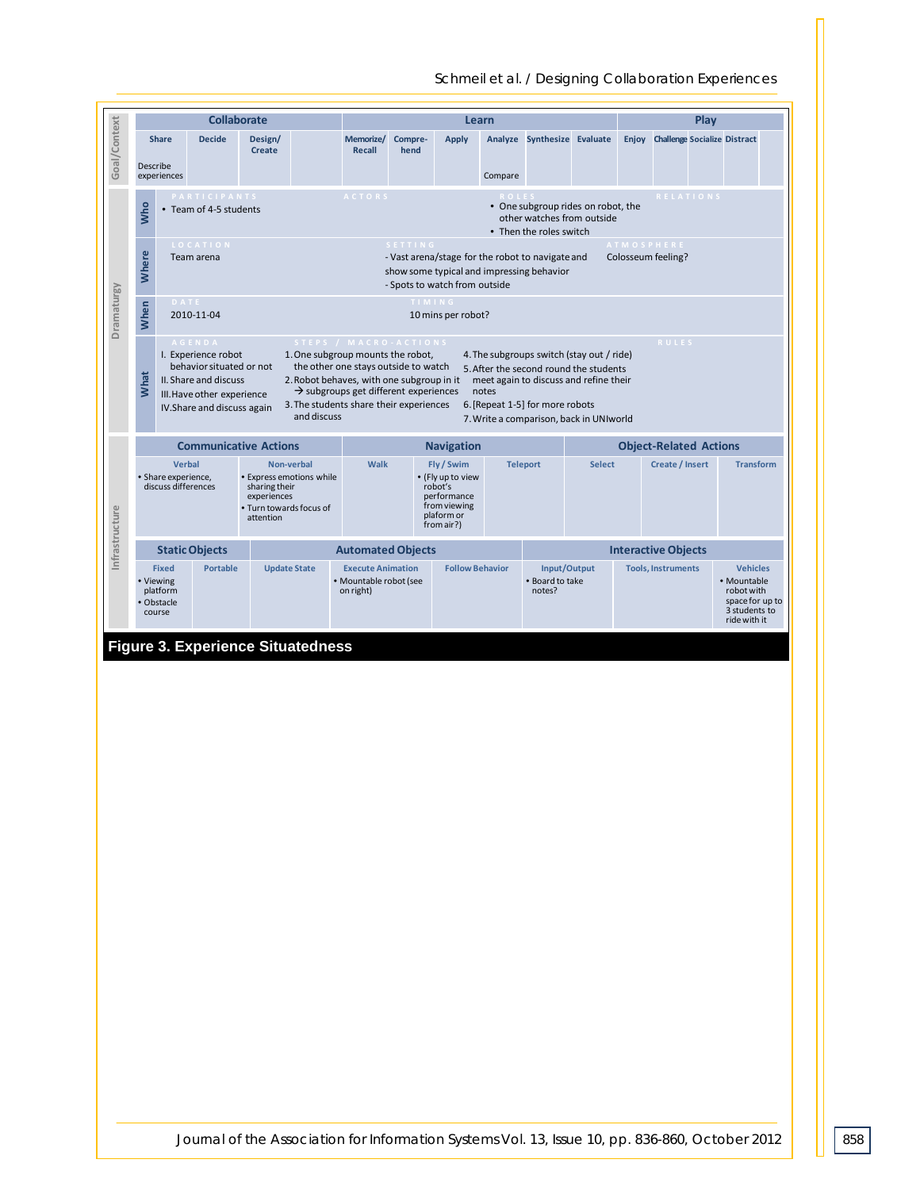| Goal/Context | Collaborate | | | | Learn | | | | | | Play | | | |
|---|---|---|---|---|---|---|---|---|---|---|---|---|---|---|
| | Share | Decide | Design/ Create | | Memorize/ Recall | Compre-hend | Apply | Analyze | Synthesize | Evaluate | Enjoy | Challenge | Socialize | Distract |
| | Describe experiences | | | | | | | Compare | | | | | | |

**Dramaturgy**

| | | | | |
|---|---|---|---|---|
| **Who** | PARTICIPANTS<br>• Team of 4-5 students | ACTORS | ROLES<br>• One subgroup rides on robot, the other watches from outside<br>• Then the roles switch | RELATIONS |
| **Where** | LOCATION<br>Team arena | SETTING<br>- Vast arena/stage for the robot to navigate and show some typical and impressing behavior<br>- Spots to watch from outside | | ATMOSPHERE<br>Colosseum feeling? |
| **When** | DATE<br>2010-11-04 | TIMING<br>10 mins per robot? | | |
| **What** | AGENDA<br>I. Experience robot behavior situated or not<br>II. Share and discuss<br>III. Have other experience<br>IV. Share and discuss again | STEPS / MACRO-ACTIONS<br>1. One subgroup mounts the robot, the other one stays outside to watch<br>2. Robot behaves, with one subgroup in it → subgroups get different experiences<br>3. The students share their experiences and discuss | 4. The subgroups switch (stay out / ride)<br>5. After the second round the students meet again to discuss and refine their notes<br>6. [Repeat 1-5] for more robots<br>7. Write a comparison, back in UNIworld | RULES |

**Infrastructure**

| Communicative Actions | | Navigation | | | Object-Related Actions | | |
|---|---|---|---|---|---|---|---|
| Verbal | Non-verbal | Walk | Fly / Swim | Teleport | Select | Create / Insert | Transform |
| • Share experience, discuss differences | • Express emotions while sharing their experiences<br>• Turn towards focus of attention | | • (Fly up to view robot's performance from viewing plaform or from air?) | | | | |

| Static Objects | | Automated Objects | | | Interactive Objects | | |
|---|---|---|---|---|---|---|---|
| Fixed | Portable | Update State | Execute Animation | Follow Behavior | Input/Output | Tools, Instruments | Vehicles |
| • Viewing platform<br>• Obstacle course | | | • Mountable robot (see on right) | | • Board to take notes? | | • Mountable robot with space for up to 3 students to ride with it |

**Figure 3. Experience Situatedness**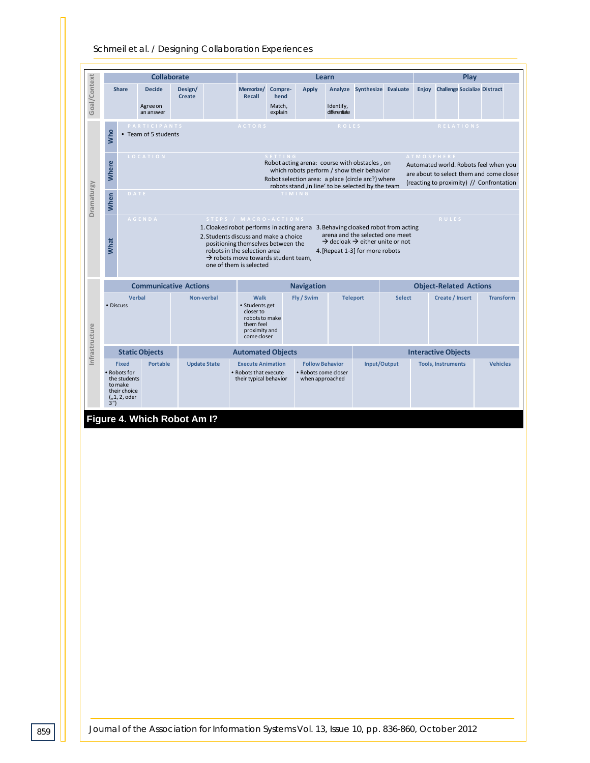| Goal/Context | Collaborate | | | | Learn | | | | | | Play | | | |
|---|---|---|---|---|---|---|---|---|---|---|---|---|---|---|
| | Share | Decide | Design/ Create | | Memorize/ Recall | Compre-hend | Apply | Analyze | Synthesize | Evaluate | Enjoy | Challenge | Socialize | Distract |
| | | Agree on an answer | | | | Match, explain | | Identify, differentiate | | | | | | |

| Dramaturgy | | | | |
|---|---|---|---|---|
| **Who** | PARTICIPANTS: • Team of 5 students | ACTORS | ROLES | RELATIONS |
| **Where** | LOCATION | SETTING: Robot acting arena: course with obstacles , on which robots perform / show their behavior. Robot selection area: a place (circle arc?) where robots stand ‚in line' to be selected by the team | | ATMOSPHERE: Automated world. Robots feel when you are about to select them and come closer (reacting to proximity) // Confrontation |
| **When** | DATE | TIMING | | |
| **What** | AGENDA | STEPS / MACRO-ACTIONS: 1. Cloaked robot performs in acting arena 2. Students discuss and make a choice positioning themselves between the robots in the selection area → robots move towards student team, one of them is selected 3. Behaving cloaked robot from acting arena and the selected one meet → decloak → either unite or not 4. [Repeat 1-3] for more robots | | RULES |

| Infrastructure | Communicative Actions | | Navigation | | | Object-Related Actions | | |
|---|---|---|---|---|---|---|---|---|
| | Verbal | Non-verbal | Walk | Fly / Swim | Teleport | Select | Create / Insert | Transform |
| | • Discuss | | • Students get closer to robots to make them feel proximity and come closer | | | | | |

| Infrastructure | Static Objects | | Automated Objects | | | Interactive Objects | | |
|---|---|---|---|---|---|---|---|---|
| | Fixed | Portable | Update State | Execute Animation | Follow Behavior | Input/Output | Tools, Instruments | Vehicles |
| | • Robots for the students to make their choice („1, 2, oder 3") | | | • Robots that execute their typical behavior | • Robots come closer when approached | | | |

**Figure 4. Which Robot Am I?**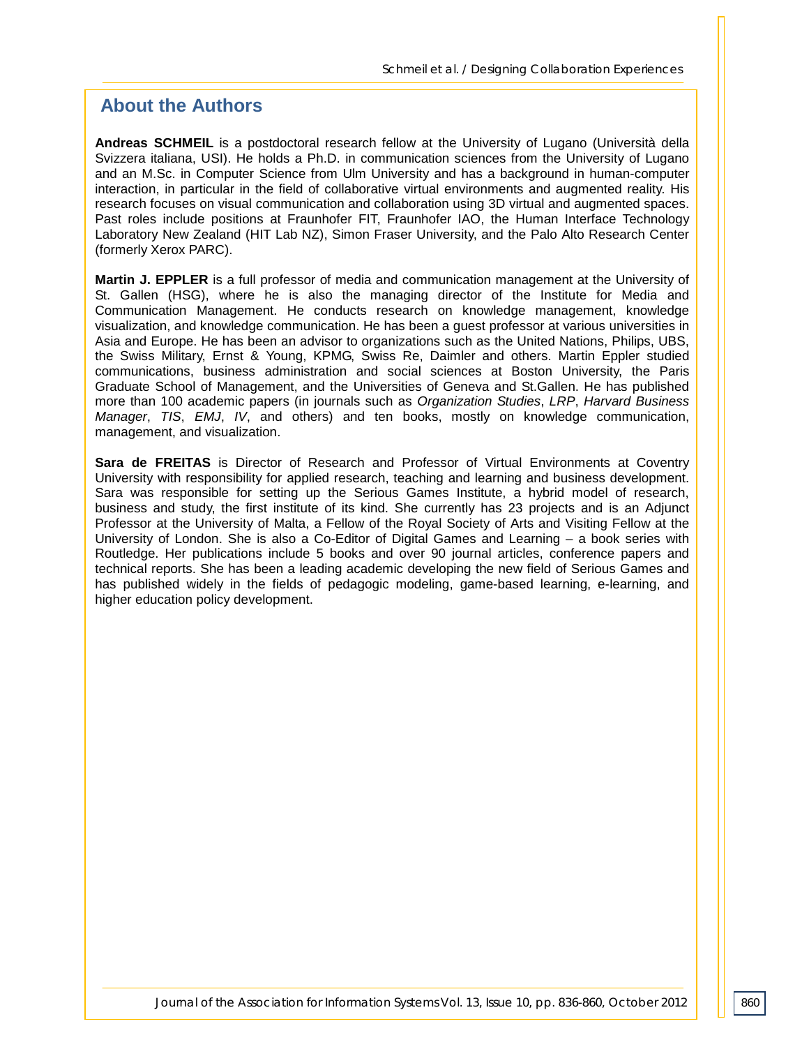## About the Authors

**Andreas SCHMEIL** is a postdoctoral research fellow at the University of Lugano (Università della Svizzera italiana, USI). He holds a Ph.D. in communication sciences from the University of Lugano and an M.Sc. in Computer Science from Ulm University and has a background in human-computer interaction, in particular in the field of collaborative virtual environments and augmented reality. His research focuses on visual communication and collaboration using 3D virtual and augmented spaces. Past roles include positions at Fraunhofer FIT, Fraunhofer IAO, the Human Interface Technology Laboratory New Zealand (HIT Lab NZ), Simon Fraser University, and the Palo Alto Research Center (formerly Xerox PARC).

**Martin J. EPPLER** is a full professor of media and communication management at the University of St. Gallen (HSG), where he is also the managing director of the Institute for Media and Communication Management. He conducts research on knowledge management, knowledge visualization, and knowledge communication. He has been a guest professor at various universities in Asia and Europe. He has been an advisor to organizations such as the United Nations, Philips, UBS, the Swiss Military, Ernst & Young, KPMG, Swiss Re, Daimler and others. Martin Eppler studied communications, business administration and social sciences at Boston University, the Paris Graduate School of Management, and the Universities of Geneva and St.Gallen. He has published more than 100 academic papers (in journals such as *Organization Studies*, *LRP*, *Harvard Business Manager*, *TIS*, *EMJ*, *IV*, and others) and ten books, mostly on knowledge communication, management, and visualization.

**Sara de FREITAS** is Director of Research and Professor of Virtual Environments at Coventry University with responsibility for applied research, teaching and learning and business development. Sara was responsible for setting up the Serious Games Institute, a hybrid model of research, business and study, the first institute of its kind. She currently has 23 projects and is an Adjunct Professor at the University of Malta, a Fellow of the Royal Society of Arts and Visiting Fellow at the University of London. She is also a Co-Editor of Digital Games and Learning – a book series with Routledge. Her publications include 5 books and over 90 journal articles, conference papers and technical reports. She has been a leading academic developing the new field of Serious Games and has published widely in the fields of pedagogic modeling, game-based learning, e-learning, and higher education policy development.